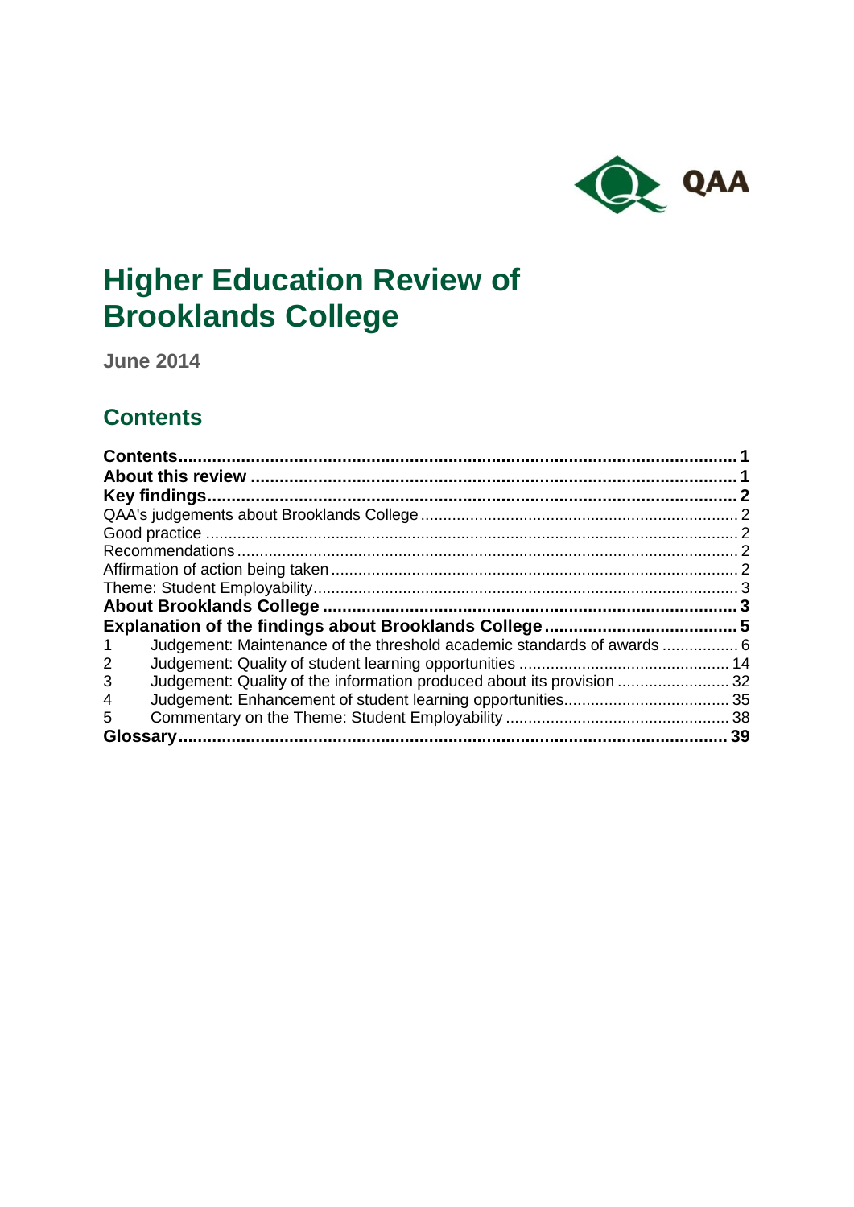# Higher Education Review of Brooklands College

**June 2014**

## Contents

**Contents** .......... **1**
**About this review** .......... **1**
**Key findings** .......... **2**
QAA's judgements about Brooklands College .......... 2
Good practice .......... 2
Recommendations .......... 2
Affirmation of action being taken .......... 2
Theme: Student Employability .......... 3
**About Brooklands College** .......... **3**
**Explanation of the findings about Brooklands College** .......... **5**
1 Judgement: Maintenance of the threshold academic standards of awards .......... 6
2 Judgement: Quality of student learning opportunities .......... 14
3 Judgement: Quality of the information produced about its provision .......... 32
4 Judgement: Enhancement of student learning opportunities .......... 35
5 Commentary on the Theme: Student Employability .......... 38
**Glossary** .......... **39**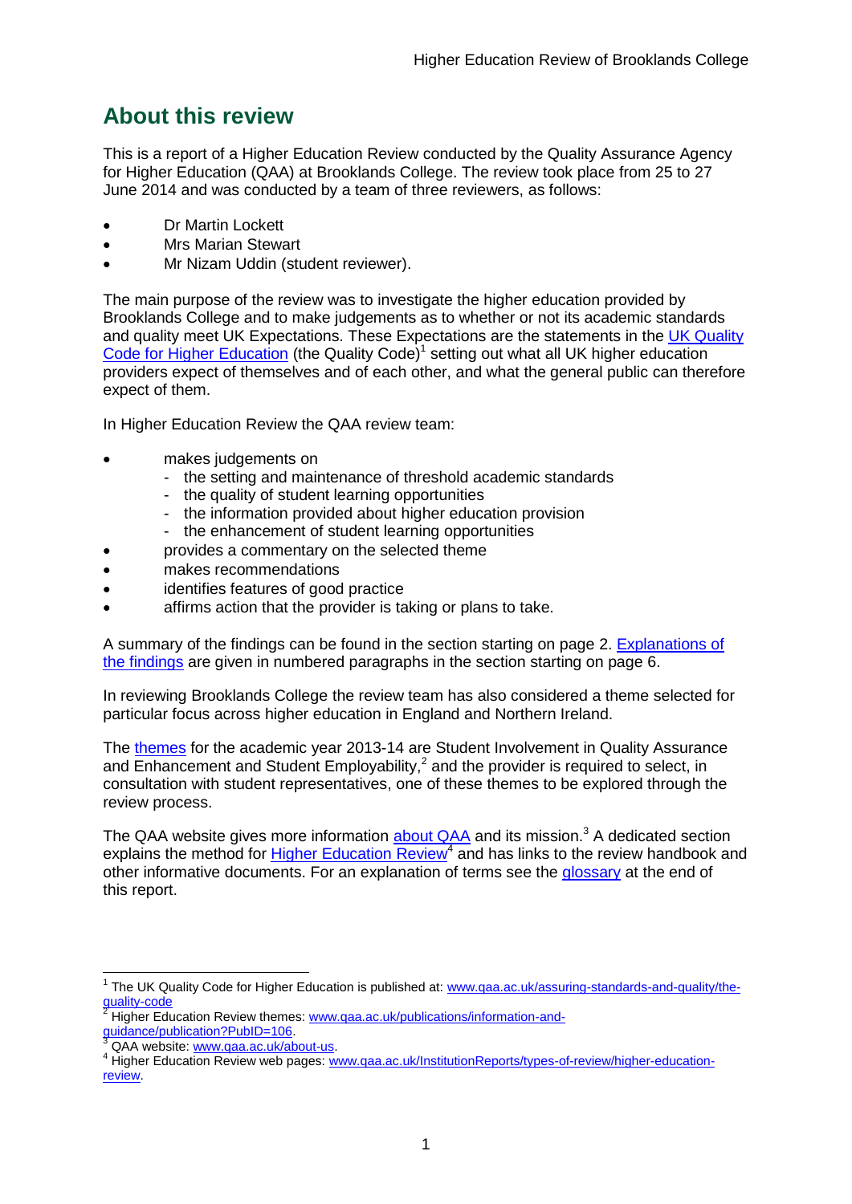## About this review

This is a report of a Higher Education Review conducted by the Quality Assurance Agency for Higher Education (QAA) at Brooklands College. The review took place from 25 to 27 June 2014 and was conducted by a team of three reviewers, as follows:

- Dr Martin Lockett
- Mrs Marian Stewart
- Mr Nizam Uddin (student reviewer).

The main purpose of the review was to investigate the higher education provided by Brooklands College and to make judgements as to whether or not its academic standards and quality meet UK Expectations. These Expectations are the statements in the UK Quality Code for Higher Education (the Quality Code)[1] setting out what all UK higher education providers expect of themselves and of each other, and what the general public can therefore expect of them.

In Higher Education Review the QAA review team:

- makes judgements on
  - the setting and maintenance of threshold academic standards
  - the quality of student learning opportunities
  - the information provided about higher education provision
  - the enhancement of student learning opportunities
- provides a commentary on the selected theme
- makes recommendations
- identifies features of good practice
- affirms action that the provider is taking or plans to take.

A summary of the findings can be found in the section starting on page 2. Explanations of the findings are given in numbered paragraphs in the section starting on page 6.

In reviewing Brooklands College the review team has also considered a theme selected for particular focus across higher education in England and Northern Ireland.

The themes for the academic year 2013-14 are Student Involvement in Quality Assurance and Enhancement and Student Employability,[2] and the provider is required to select, in consultation with student representatives, one of these themes to be explored through the review process.

The QAA website gives more information about QAA and its mission.[3] A dedicated section explains the method for Higher Education Review[4] and has links to the review handbook and other informative documents. For an explanation of terms see the glossary at the end of this report.

---

[1] The UK Quality Code for Higher Education is published at: www.qaa.ac.uk/assuring-standards-and-quality/the-quality-code

[2] Higher Education Review themes: www.qaa.ac.uk/publications/information-and-guidance/publication?PubID=106.

[3] QAA website: www.qaa.ac.uk/about-us.

[4] Higher Education Review web pages: www.qaa.ac.uk/InstitutionReports/types-of-review/higher-education-review.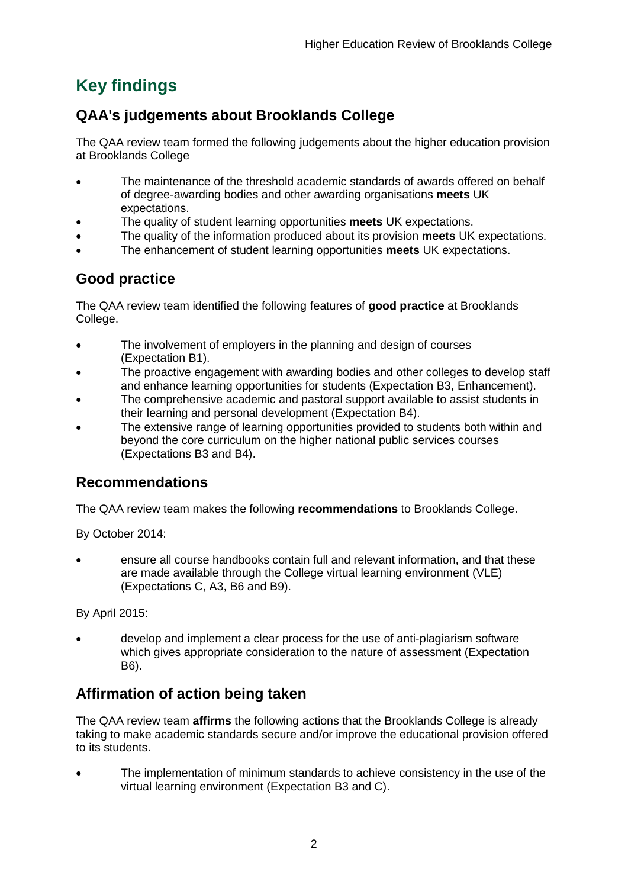# Key findings

## QAA's judgements about Brooklands College

The QAA review team formed the following judgements about the higher education provision at Brooklands College

- The maintenance of the threshold academic standards of awards offered on behalf of degree-awarding bodies and other awarding organisations **meets** UK expectations.
- The quality of student learning opportunities **meets** UK expectations.
- The quality of the information produced about its provision **meets** UK expectations.
- The enhancement of student learning opportunities **meets** UK expectations.

## Good practice

The QAA review team identified the following features of **good practice** at Brooklands College.

- The involvement of employers in the planning and design of courses (Expectation B1).
- The proactive engagement with awarding bodies and other colleges to develop staff and enhance learning opportunities for students (Expectation B3, Enhancement).
- The comprehensive academic and pastoral support available to assist students in their learning and personal development (Expectation B4).
- The extensive range of learning opportunities provided to students both within and beyond the core curriculum on the higher national public services courses (Expectations B3 and B4).

## Recommendations

The QAA review team makes the following **recommendations** to Brooklands College.

By October 2014:

- ensure all course handbooks contain full and relevant information, and that these are made available through the College virtual learning environment (VLE) (Expectations C, A3, B6 and B9).

By April 2015:

- develop and implement a clear process for the use of anti-plagiarism software which gives appropriate consideration to the nature of assessment (Expectation B6).

## Affirmation of action being taken

The QAA review team **affirms** the following actions that the Brooklands College is already taking to make academic standards secure and/or improve the educational provision offered to its students.

- The implementation of minimum standards to achieve consistency in the use of the virtual learning environment (Expectation B3 and C).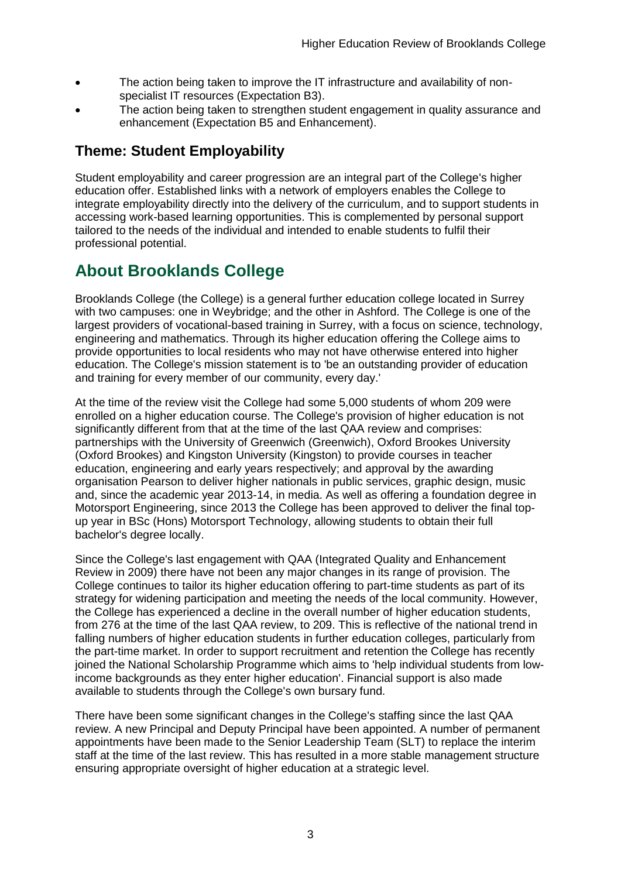- The action being taken to improve the IT infrastructure and availability of non-specialist IT resources (Expectation B3).
- The action being taken to strengthen student engagement in quality assurance and enhancement (Expectation B5 and Enhancement).

### Theme: Student Employability

Student employability and career progression are an integral part of the College's higher education offer. Established links with a network of employers enables the College to integrate employability directly into the delivery of the curriculum, and to support students in accessing work-based learning opportunities. This is complemented by personal support tailored to the needs of the individual and intended to enable students to fulfil their professional potential.

## About Brooklands College

Brooklands College (the College) is a general further education college located in Surrey with two campuses: one in Weybridge; and the other in Ashford. The College is one of the largest providers of vocational-based training in Surrey, with a focus on science, technology, engineering and mathematics. Through its higher education offering the College aims to provide opportunities to local residents who may not have otherwise entered into higher education. The College's mission statement is to 'be an outstanding provider of education and training for every member of our community, every day.'

At the time of the review visit the College had some 5,000 students of whom 209 were enrolled on a higher education course. The College's provision of higher education is not significantly different from that at the time of the last QAA review and comprises: partnerships with the University of Greenwich (Greenwich), Oxford Brookes University (Oxford Brookes) and Kingston University (Kingston) to provide courses in teacher education, engineering and early years respectively; and approval by the awarding organisation Pearson to deliver higher nationals in public services, graphic design, music and, since the academic year 2013-14, in media. As well as offering a foundation degree in Motorsport Engineering, since 2013 the College has been approved to deliver the final top-up year in BSc (Hons) Motorsport Technology, allowing students to obtain their full bachelor's degree locally.

Since the College's last engagement with QAA (Integrated Quality and Enhancement Review in 2009) there have not been any major changes in its range of provision. The College continues to tailor its higher education offering to part-time students as part of its strategy for widening participation and meeting the needs of the local community. However, the College has experienced a decline in the overall number of higher education students, from 276 at the time of the last QAA review, to 209. This is reflective of the national trend in falling numbers of higher education students in further education colleges, particularly from the part-time market. In order to support recruitment and retention the College has recently joined the National Scholarship Programme which aims to 'help individual students from low-income backgrounds as they enter higher education'. Financial support is also made available to students through the College's own bursary fund.

There have been some significant changes in the College's staffing since the last QAA review. A new Principal and Deputy Principal have been appointed. A number of permanent appointments have been made to the Senior Leadership Team (SLT) to replace the interim staff at the time of the last review. This has resulted in a more stable management structure ensuring appropriate oversight of higher education at a strategic level.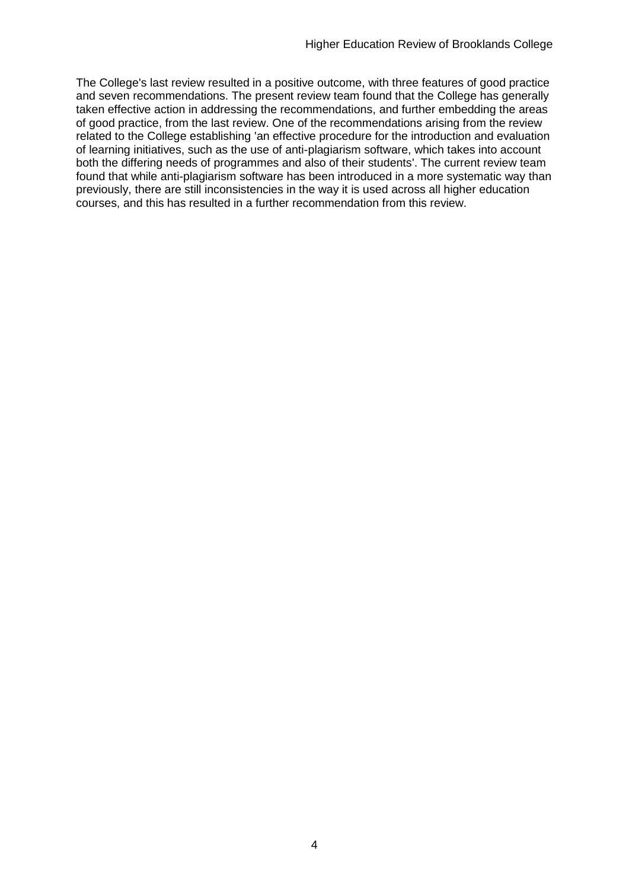The College's last review resulted in a positive outcome, with three features of good practice and seven recommendations. The present review team found that the College has generally taken effective action in addressing the recommendations, and further embedding the areas of good practice, from the last review. One of the recommendations arising from the review related to the College establishing 'an effective procedure for the introduction and evaluation of learning initiatives, such as the use of anti-plagiarism software, which takes into account both the differing needs of programmes and also of their students'. The current review team found that while anti-plagiarism software has been introduced in a more systematic way than previously, there are still inconsistencies in the way it is used across all higher education courses, and this has resulted in a further recommendation from this review.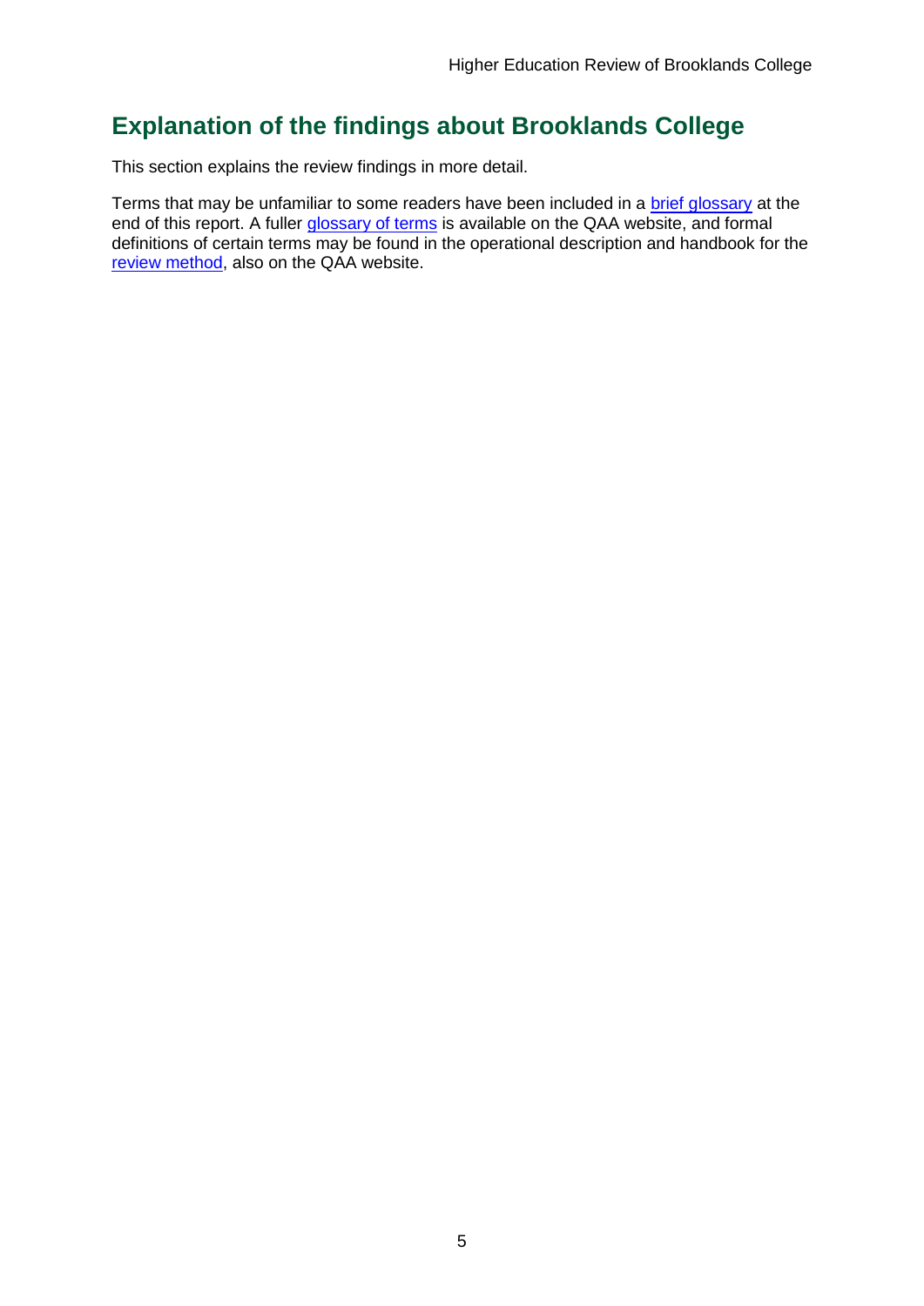## Explanation of the findings about Brooklands College

This section explains the review findings in more detail.

Terms that may be unfamiliar to some readers have been included in a brief glossary at the end of this report. A fuller glossary of terms is available on the QAA website, and formal definitions of certain terms may be found in the operational description and handbook for the review method, also on the QAA website.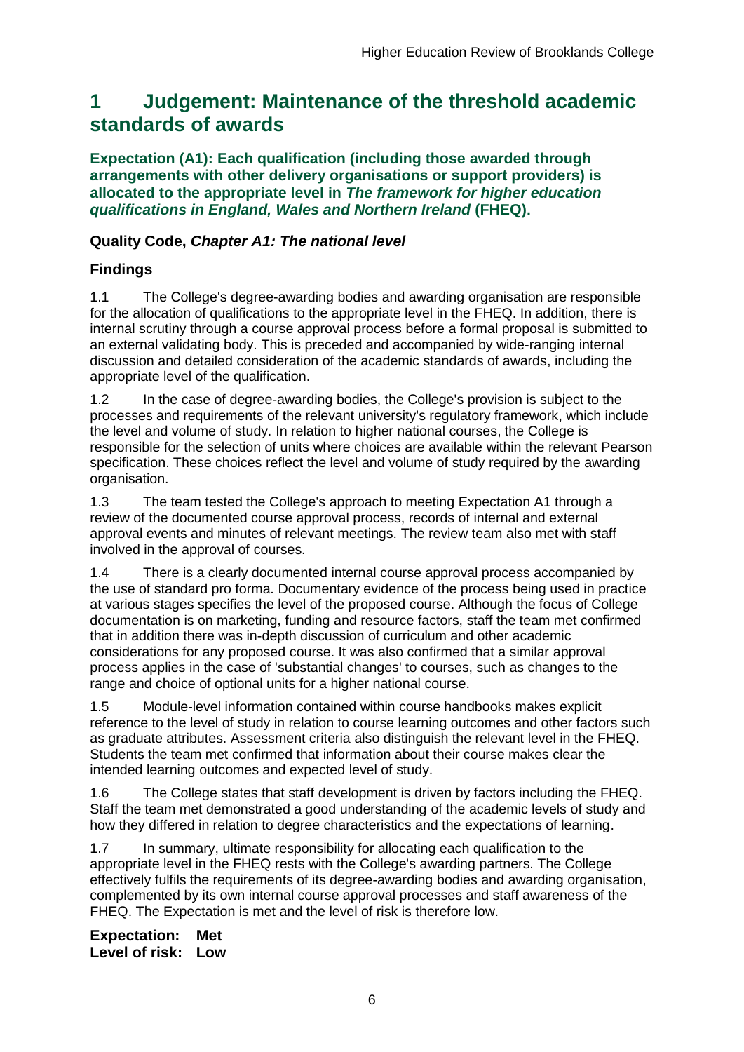# 1 Judgement: Maintenance of the threshold academic standards of awards

**Expectation (A1): Each qualification (including those awarded through arrangements with other delivery organisations or support providers) is allocated to the appropriate level in *The framework for higher education qualifications in England, Wales and Northern Ireland* (FHEQ).**

### Quality Code, *Chapter A1: The national level*

### Findings

1.1 The College's degree-awarding bodies and awarding organisation are responsible for the allocation of qualifications to the appropriate level in the FHEQ. In addition, there is internal scrutiny through a course approval process before a formal proposal is submitted to an external validating body. This is preceded and accompanied by wide-ranging internal discussion and detailed consideration of the academic standards of awards, including the appropriate level of the qualification.

1.2 In the case of degree-awarding bodies, the College's provision is subject to the processes and requirements of the relevant university's regulatory framework, which include the level and volume of study. In relation to higher national courses, the College is responsible for the selection of units where choices are available within the relevant Pearson specification. These choices reflect the level and volume of study required by the awarding organisation.

1.3 The team tested the College's approach to meeting Expectation A1 through a review of the documented course approval process, records of internal and external approval events and minutes of relevant meetings. The review team also met with staff involved in the approval of courses.

1.4 There is a clearly documented internal course approval process accompanied by the use of standard pro forma. Documentary evidence of the process being used in practice at various stages specifies the level of the proposed course. Although the focus of College documentation is on marketing, funding and resource factors, staff the team met confirmed that in addition there was in-depth discussion of curriculum and other academic considerations for any proposed course. It was also confirmed that a similar approval process applies in the case of 'substantial changes' to courses, such as changes to the range and choice of optional units for a higher national course.

1.5 Module-level information contained within course handbooks makes explicit reference to the level of study in relation to course learning outcomes and other factors such as graduate attributes. Assessment criteria also distinguish the relevant level in the FHEQ. Students the team met confirmed that information about their course makes clear the intended learning outcomes and expected level of study.

1.6 The College states that staff development is driven by factors including the FHEQ. Staff the team met demonstrated a good understanding of the academic levels of study and how they differed in relation to degree characteristics and the expectations of learning.

1.7 In summary, ultimate responsibility for allocating each qualification to the appropriate level in the FHEQ rests with the College's awarding partners. The College effectively fulfils the requirements of its degree-awarding bodies and awarding organisation, complemented by its own internal course approval processes and staff awareness of the FHEQ. The Expectation is met and the level of risk is therefore low.

**Expectation: Met**
**Level of risk: Low**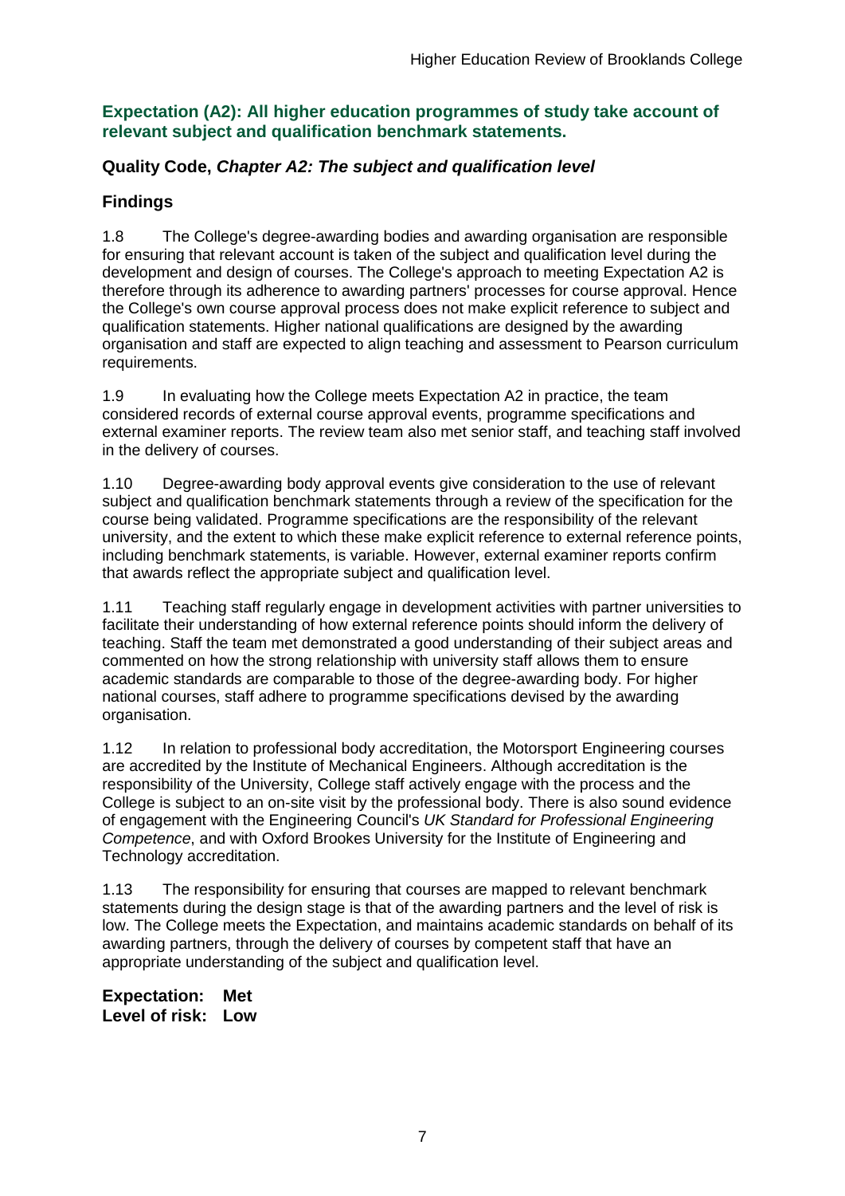### Expectation (A2): All higher education programmes of study take account of relevant subject and qualification benchmark statements.

### Quality Code, *Chapter A2: The subject and qualification level*

### Findings

1.8 The College's degree-awarding bodies and awarding organisation are responsible for ensuring that relevant account is taken of the subject and qualification level during the development and design of courses. The College's approach to meeting Expectation A2 is therefore through its adherence to awarding partners' processes for course approval. Hence the College's own course approval process does not make explicit reference to subject and qualification statements. Higher national qualifications are designed by the awarding organisation and staff are expected to align teaching and assessment to Pearson curriculum requirements.

1.9 In evaluating how the College meets Expectation A2 in practice, the team considered records of external course approval events, programme specifications and external examiner reports. The review team also met senior staff, and teaching staff involved in the delivery of courses.

1.10 Degree-awarding body approval events give consideration to the use of relevant subject and qualification benchmark statements through a review of the specification for the course being validated. Programme specifications are the responsibility of the relevant university, and the extent to which these make explicit reference to external reference points, including benchmark statements, is variable. However, external examiner reports confirm that awards reflect the appropriate subject and qualification level.

1.11 Teaching staff regularly engage in development activities with partner universities to facilitate their understanding of how external reference points should inform the delivery of teaching. Staff the team met demonstrated a good understanding of their subject areas and commented on how the strong relationship with university staff allows them to ensure academic standards are comparable to those of the degree-awarding body. For higher national courses, staff adhere to programme specifications devised by the awarding organisation.

1.12 In relation to professional body accreditation, the Motorsport Engineering courses are accredited by the Institute of Mechanical Engineers. Although accreditation is the responsibility of the University, College staff actively engage with the process and the College is subject to an on-site visit by the professional body. There is also sound evidence of engagement with the Engineering Council's *UK Standard for Professional Engineering Competence*, and with Oxford Brookes University for the Institute of Engineering and Technology accreditation.

1.13 The responsibility for ensuring that courses are mapped to relevant benchmark statements during the design stage is that of the awarding partners and the level of risk is low. The College meets the Expectation, and maintains academic standards on behalf of its awarding partners, through the delivery of courses by competent staff that have an appropriate understanding of the subject and qualification level.

**Expectation: Met**
**Level of risk: Low**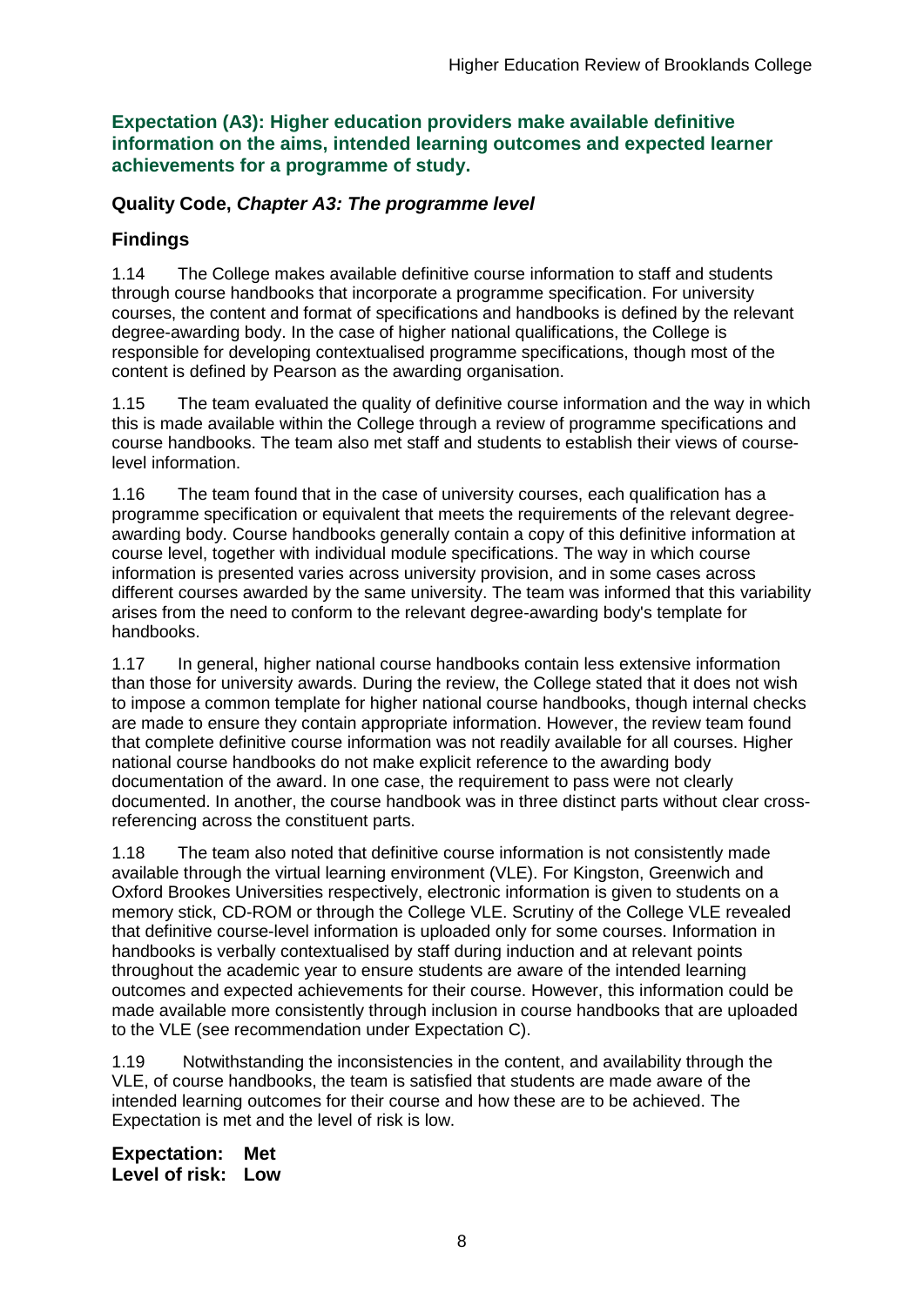### Expectation (A3): Higher education providers make available definitive information on the aims, intended learning outcomes and expected learner achievements for a programme of study.

### Quality Code, *Chapter A3: The programme level*

### Findings

1.14 The College makes available definitive course information to staff and students through course handbooks that incorporate a programme specification. For university courses, the content and format of specifications and handbooks is defined by the relevant degree-awarding body. In the case of higher national qualifications, the College is responsible for developing contextualised programme specifications, though most of the content is defined by Pearson as the awarding organisation.

1.15 The team evaluated the quality of definitive course information and the way in which this is made available within the College through a review of programme specifications and course handbooks. The team also met staff and students to establish their views of course-level information.

1.16 The team found that in the case of university courses, each qualification has a programme specification or equivalent that meets the requirements of the relevant degree-awarding body. Course handbooks generally contain a copy of this definitive information at course level, together with individual module specifications. The way in which course information is presented varies across university provision, and in some cases across different courses awarded by the same university. The team was informed that this variability arises from the need to conform to the relevant degree-awarding body's template for handbooks.

1.17 In general, higher national course handbooks contain less extensive information than those for university awards. During the review, the College stated that it does not wish to impose a common template for higher national course handbooks, though internal checks are made to ensure they contain appropriate information. However, the review team found that complete definitive course information was not readily available for all courses. Higher national course handbooks do not make explicit reference to the awarding body documentation of the award. In one case, the requirement to pass were not clearly documented. In another, the course handbook was in three distinct parts without clear cross-referencing across the constituent parts.

1.18 The team also noted that definitive course information is not consistently made available through the virtual learning environment (VLE). For Kingston, Greenwich and Oxford Brookes Universities respectively, electronic information is given to students on a memory stick, CD-ROM or through the College VLE. Scrutiny of the College VLE revealed that definitive course-level information is uploaded only for some courses. Information in handbooks is verbally contextualised by staff during induction and at relevant points throughout the academic year to ensure students are aware of the intended learning outcomes and expected achievements for their course. However, this information could be made available more consistently through inclusion in course handbooks that are uploaded to the VLE (see recommendation under Expectation C).

1.19 Notwithstanding the inconsistencies in the content, and availability through the VLE, of course handbooks, the team is satisfied that students are made aware of the intended learning outcomes for their course and how these are to be achieved. The Expectation is met and the level of risk is low.

**Expectation: Met**
**Level of risk: Low**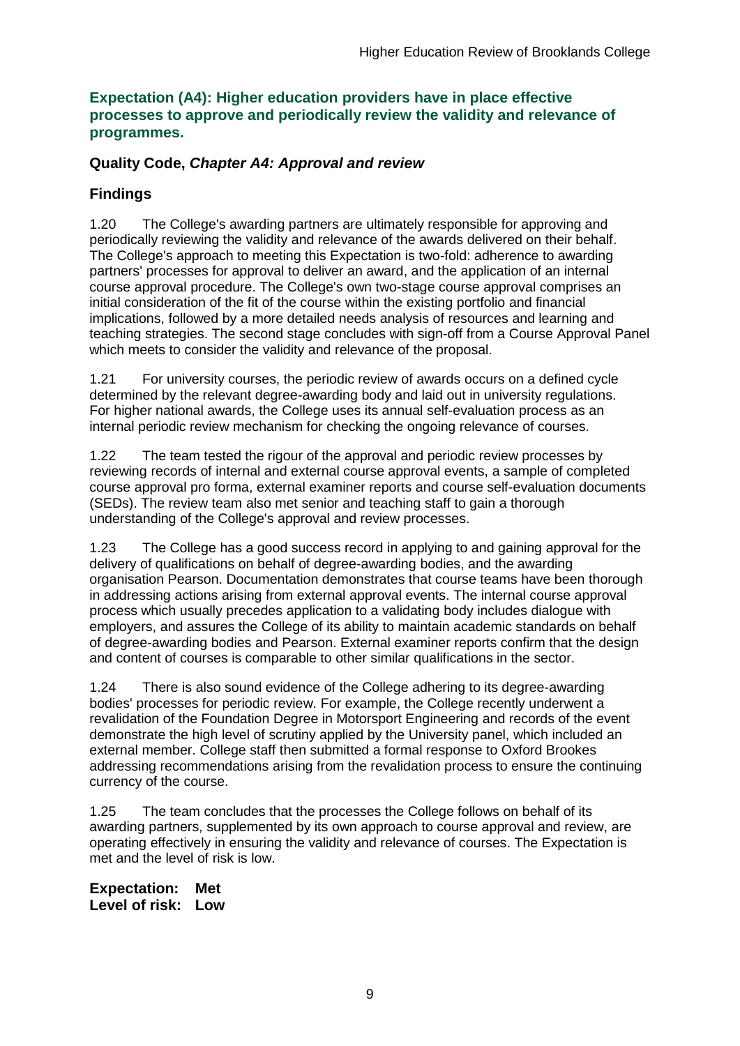### Expectation (A4): Higher education providers have in place effective processes to approve and periodically review the validity and relevance of programmes.

**Quality Code, *Chapter A4: Approval and review***

**Findings**

1.20 The College's awarding partners are ultimately responsible for approving and periodically reviewing the validity and relevance of the awards delivered on their behalf. The College's approach to meeting this Expectation is two-fold: adherence to awarding partners' processes for approval to deliver an award, and the application of an internal course approval procedure. The College's own two-stage course approval comprises an initial consideration of the fit of the course within the existing portfolio and financial implications, followed by a more detailed needs analysis of resources and learning and teaching strategies. The second stage concludes with sign-off from a Course Approval Panel which meets to consider the validity and relevance of the proposal.

1.21 For university courses, the periodic review of awards occurs on a defined cycle determined by the relevant degree-awarding body and laid out in university regulations. For higher national awards, the College uses its annual self-evaluation process as an internal periodic review mechanism for checking the ongoing relevance of courses.

1.22 The team tested the rigour of the approval and periodic review processes by reviewing records of internal and external course approval events, a sample of completed course approval pro forma, external examiner reports and course self-evaluation documents (SEDs). The review team also met senior and teaching staff to gain a thorough understanding of the College's approval and review processes.

1.23 The College has a good success record in applying to and gaining approval for the delivery of qualifications on behalf of degree-awarding bodies, and the awarding organisation Pearson. Documentation demonstrates that course teams have been thorough in addressing actions arising from external approval events. The internal course approval process which usually precedes application to a validating body includes dialogue with employers, and assures the College of its ability to maintain academic standards on behalf of degree-awarding bodies and Pearson. External examiner reports confirm that the design and content of courses is comparable to other similar qualifications in the sector.

1.24 There is also sound evidence of the College adhering to its degree-awarding bodies' processes for periodic review. For example, the College recently underwent a revalidation of the Foundation Degree in Motorsport Engineering and records of the event demonstrate the high level of scrutiny applied by the University panel, which included an external member. College staff then submitted a formal response to Oxford Brookes addressing recommendations arising from the revalidation process to ensure the continuing currency of the course.

1.25 The team concludes that the processes the College follows on behalf of its awarding partners, supplemented by its own approach to course approval and review, are operating effectively in ensuring the validity and relevance of courses. The Expectation is met and the level of risk is low.

**Expectation: Met**
**Level of risk: Low**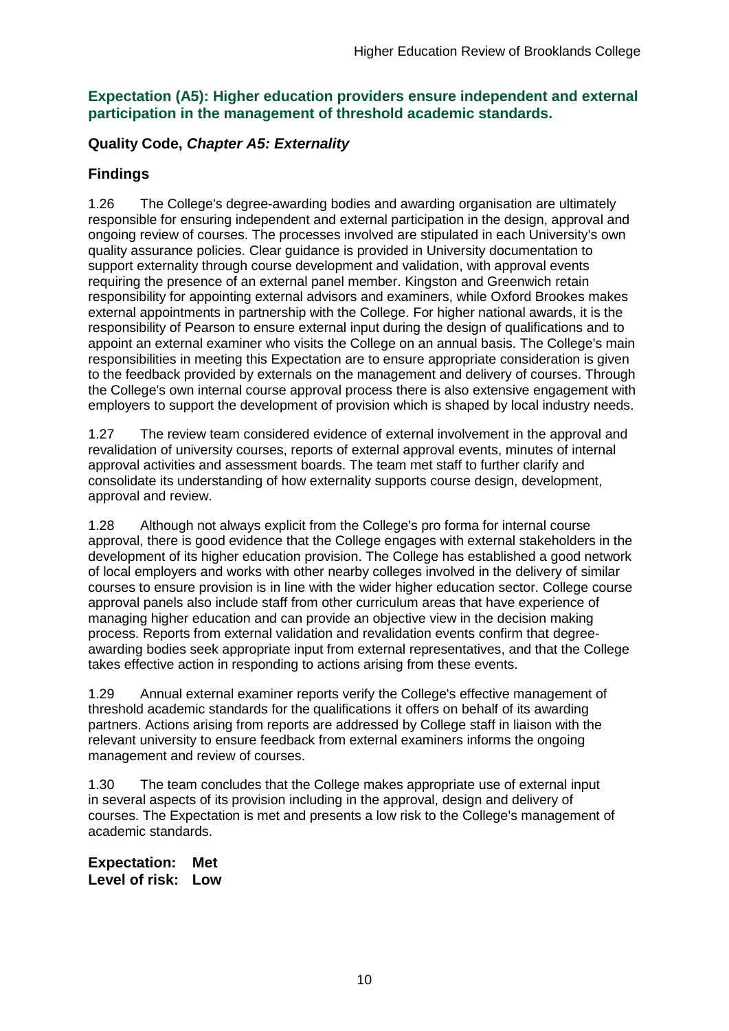### Expectation (A5): Higher education providers ensure independent and external participation in the management of threshold academic standards.

### Quality Code, *Chapter A5: Externality*

### Findings

1.26 The College's degree-awarding bodies and awarding organisation are ultimately responsible for ensuring independent and external participation in the design, approval and ongoing review of courses. The processes involved are stipulated in each University's own quality assurance policies. Clear guidance is provided in University documentation to support externality through course development and validation, with approval events requiring the presence of an external panel member. Kingston and Greenwich retain responsibility for appointing external advisors and examiners, while Oxford Brookes makes external appointments in partnership with the College. For higher national awards, it is the responsibility of Pearson to ensure external input during the design of qualifications and to appoint an external examiner who visits the College on an annual basis. The College's main responsibilities in meeting this Expectation are to ensure appropriate consideration is given to the feedback provided by externals on the management and delivery of courses. Through the College's own internal course approval process there is also extensive engagement with employers to support the development of provision which is shaped by local industry needs.

1.27 The review team considered evidence of external involvement in the approval and revalidation of university courses, reports of external approval events, minutes of internal approval activities and assessment boards. The team met staff to further clarify and consolidate its understanding of how externality supports course design, development, approval and review.

1.28 Although not always explicit from the College's pro forma for internal course approval, there is good evidence that the College engages with external stakeholders in the development of its higher education provision. The College has established a good network of local employers and works with other nearby colleges involved in the delivery of similar courses to ensure provision is in line with the wider higher education sector. College course approval panels also include staff from other curriculum areas that have experience of managing higher education and can provide an objective view in the decision making process. Reports from external validation and revalidation events confirm that degree-awarding bodies seek appropriate input from external representatives, and that the College takes effective action in responding to actions arising from these events.

1.29 Annual external examiner reports verify the College's effective management of threshold academic standards for the qualifications it offers on behalf of its awarding partners. Actions arising from reports are addressed by College staff in liaison with the relevant university to ensure feedback from external examiners informs the ongoing management and review of courses.

1.30 The team concludes that the College makes appropriate use of external input in several aspects of its provision including in the approval, design and delivery of courses. The Expectation is met and presents a low risk to the College's management of academic standards.

**Expectation: Met**
**Level of risk: Low**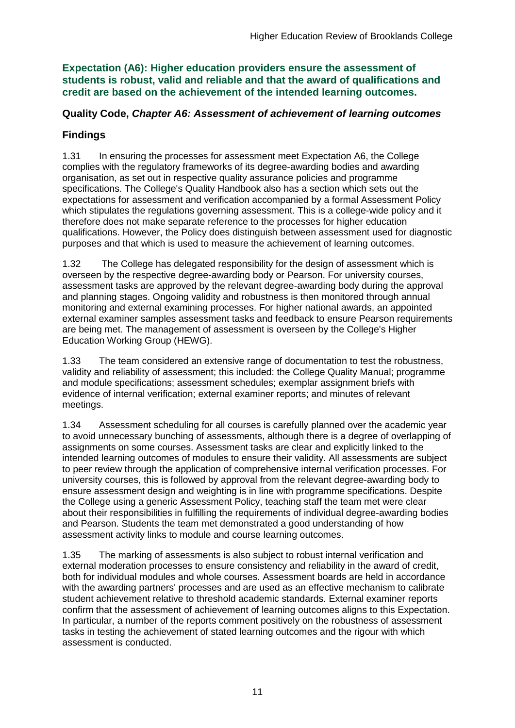**Expectation (A6): Higher education providers ensure the assessment of students is robust, valid and reliable and that the award of qualifications and credit are based on the achievement of the intended learning outcomes.**

## Quality Code, *Chapter A6: Assessment of achievement of learning outcomes*

## Findings

1.31 In ensuring the processes for assessment meet Expectation A6, the College complies with the regulatory frameworks of its degree-awarding bodies and awarding organisation, as set out in respective quality assurance policies and programme specifications. The College's Quality Handbook also has a section which sets out the expectations for assessment and verification accompanied by a formal Assessment Policy which stipulates the regulations governing assessment. This is a college-wide policy and it therefore does not make separate reference to the processes for higher education qualifications. However, the Policy does distinguish between assessment used for diagnostic purposes and that which is used to measure the achievement of learning outcomes.

1.32 The College has delegated responsibility for the design of assessment which is overseen by the respective degree-awarding body or Pearson. For university courses, assessment tasks are approved by the relevant degree-awarding body during the approval and planning stages. Ongoing validity and robustness is then monitored through annual monitoring and external examining processes. For higher national awards, an appointed external examiner samples assessment tasks and feedback to ensure Pearson requirements are being met. The management of assessment is overseen by the College's Higher Education Working Group (HEWG).

1.33 The team considered an extensive range of documentation to test the robustness, validity and reliability of assessment; this included: the College Quality Manual; programme and module specifications; assessment schedules; exemplar assignment briefs with evidence of internal verification; external examiner reports; and minutes of relevant meetings.

1.34 Assessment scheduling for all courses is carefully planned over the academic year to avoid unnecessary bunching of assessments, although there is a degree of overlapping of assignments on some courses. Assessment tasks are clear and explicitly linked to the intended learning outcomes of modules to ensure their validity. All assessments are subject to peer review through the application of comprehensive internal verification processes. For university courses, this is followed by approval from the relevant degree-awarding body to ensure assessment design and weighting is in line with programme specifications. Despite the College using a generic Assessment Policy, teaching staff the team met were clear about their responsibilities in fulfilling the requirements of individual degree-awarding bodies and Pearson. Students the team met demonstrated a good understanding of how assessment activity links to module and course learning outcomes.

1.35 The marking of assessments is also subject to robust internal verification and external moderation processes to ensure consistency and reliability in the award of credit, both for individual modules and whole courses. Assessment boards are held in accordance with the awarding partners' processes and are used as an effective mechanism to calibrate student achievement relative to threshold academic standards. External examiner reports confirm that the assessment of achievement of learning outcomes aligns to this Expectation. In particular, a number of the reports comment positively on the robustness of assessment tasks in testing the achievement of stated learning outcomes and the rigour with which assessment is conducted.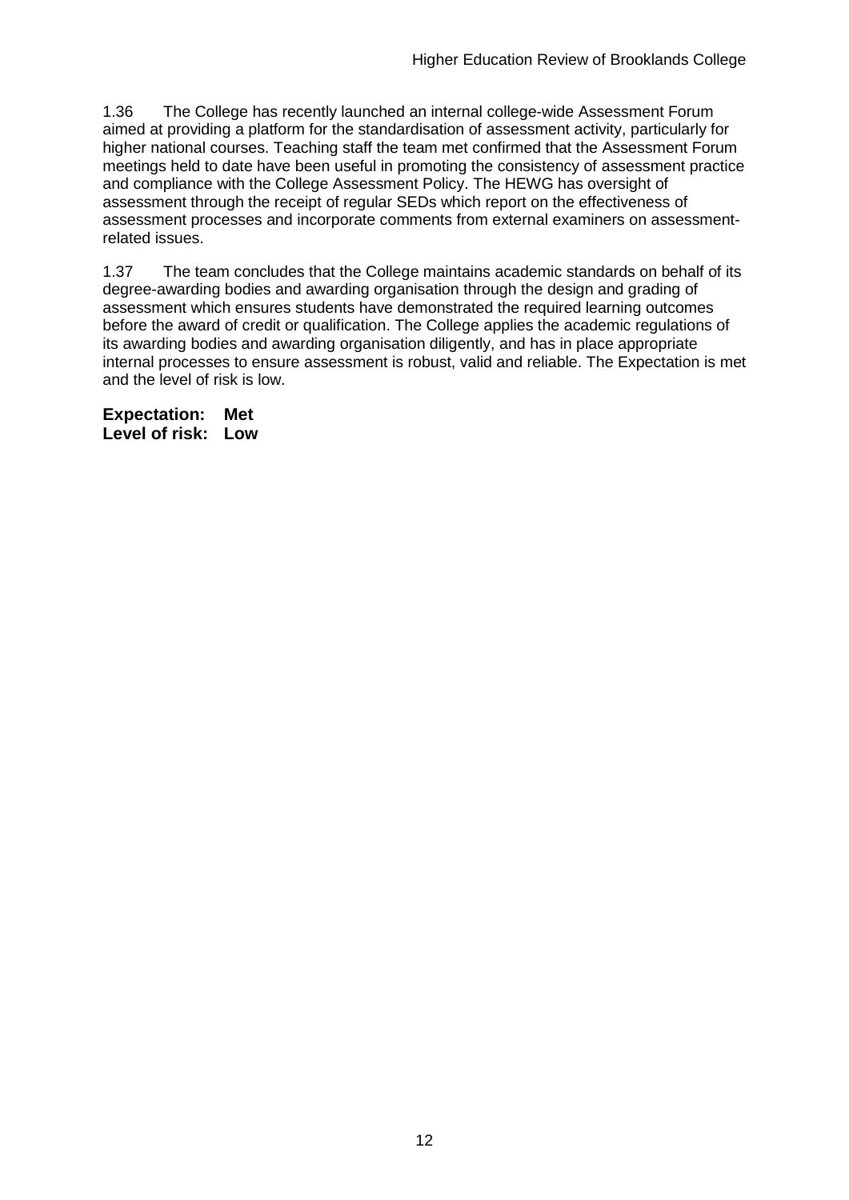1.36 The College has recently launched an internal college-wide Assessment Forum aimed at providing a platform for the standardisation of assessment activity, particularly for higher national courses. Teaching staff the team met confirmed that the Assessment Forum meetings held to date have been useful in promoting the consistency of assessment practice and compliance with the College Assessment Policy. The HEWG has oversight of assessment through the receipt of regular SEDs which report on the effectiveness of assessment processes and incorporate comments from external examiners on assessment-related issues.

1.37 The team concludes that the College maintains academic standards on behalf of its degree-awarding bodies and awarding organisation through the design and grading of assessment which ensures students have demonstrated the required learning outcomes before the award of credit or qualification. The College applies the academic regulations of its awarding bodies and awarding organisation diligently, and has in place appropriate internal processes to ensure assessment is robust, valid and reliable. The Expectation is met and the level of risk is low.

**Expectation: Met**
**Level of risk: Low**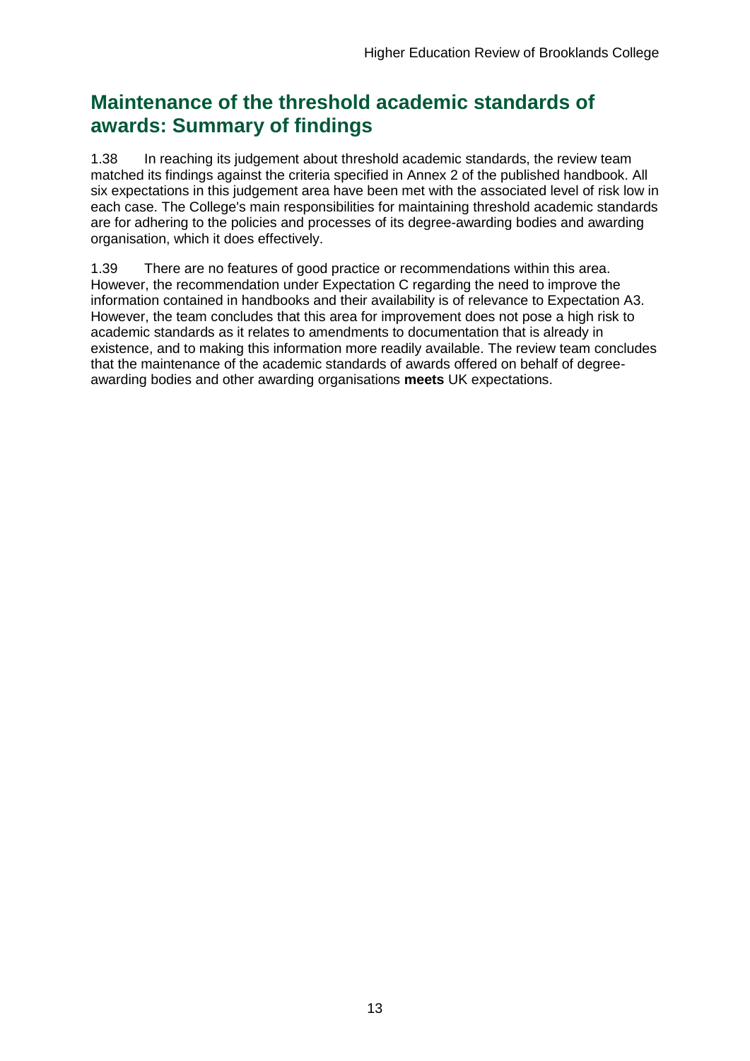## Maintenance of the threshold academic standards of awards: Summary of findings

1.38 In reaching its judgement about threshold academic standards, the review team matched its findings against the criteria specified in Annex 2 of the published handbook. All six expectations in this judgement area have been met with the associated level of risk low in each case. The College's main responsibilities for maintaining threshold academic standards are for adhering to the policies and processes of its degree-awarding bodies and awarding organisation, which it does effectively.

1.39 There are no features of good practice or recommendations within this area. However, the recommendation under Expectation C regarding the need to improve the information contained in handbooks and their availability is of relevance to Expectation A3. However, the team concludes that this area for improvement does not pose a high risk to academic standards as it relates to amendments to documentation that is already in existence, and to making this information more readily available. The review team concludes that the maintenance of the academic standards of awards offered on behalf of degree-awarding bodies and other awarding organisations **meets** UK expectations.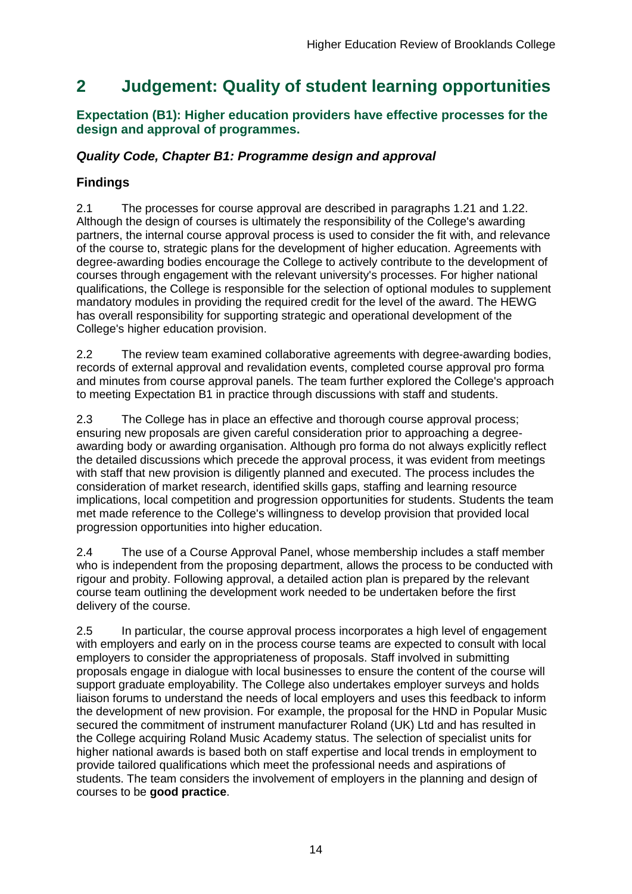# 2 Judgement: Quality of student learning opportunities

### Expectation (B1): Higher education providers have effective processes for the design and approval of programmes.

### *Quality Code, Chapter B1: Programme design and approval*

### Findings

2.1 The processes for course approval are described in paragraphs 1.21 and 1.22. Although the design of courses is ultimately the responsibility of the College's awarding partners, the internal course approval process is used to consider the fit with, and relevance of the course to, strategic plans for the development of higher education. Agreements with degree-awarding bodies encourage the College to actively contribute to the development of courses through engagement with the relevant university's processes. For higher national qualifications, the College is responsible for the selection of optional modules to supplement mandatory modules in providing the required credit for the level of the award. The HEWG has overall responsibility for supporting strategic and operational development of the College's higher education provision.

2.2 The review team examined collaborative agreements with degree-awarding bodies, records of external approval and revalidation events, completed course approval pro forma and minutes from course approval panels. The team further explored the College's approach to meeting Expectation B1 in practice through discussions with staff and students.

2.3 The College has in place an effective and thorough course approval process; ensuring new proposals are given careful consideration prior to approaching a degree-awarding body or awarding organisation. Although pro forma do not always explicitly reflect the detailed discussions which precede the approval process, it was evident from meetings with staff that new provision is diligently planned and executed. The process includes the consideration of market research, identified skills gaps, staffing and learning resource implications, local competition and progression opportunities for students. Students the team met made reference to the College's willingness to develop provision that provided local progression opportunities into higher education.

2.4 The use of a Course Approval Panel, whose membership includes a staff member who is independent from the proposing department, allows the process to be conducted with rigour and probity. Following approval, a detailed action plan is prepared by the relevant course team outlining the development work needed to be undertaken before the first delivery of the course.

2.5 In particular, the course approval process incorporates a high level of engagement with employers and early on in the process course teams are expected to consult with local employers to consider the appropriateness of proposals. Staff involved in submitting proposals engage in dialogue with local businesses to ensure the content of the course will support graduate employability. The College also undertakes employer surveys and holds liaison forums to understand the needs of local employers and uses this feedback to inform the development of new provision. For example, the proposal for the HND in Popular Music secured the commitment of instrument manufacturer Roland (UK) Ltd and has resulted in the College acquiring Roland Music Academy status. The selection of specialist units for higher national awards is based both on staff expertise and local trends in employment to provide tailored qualifications which meet the professional needs and aspirations of students. The team considers the involvement of employers in the planning and design of courses to be **good practice**.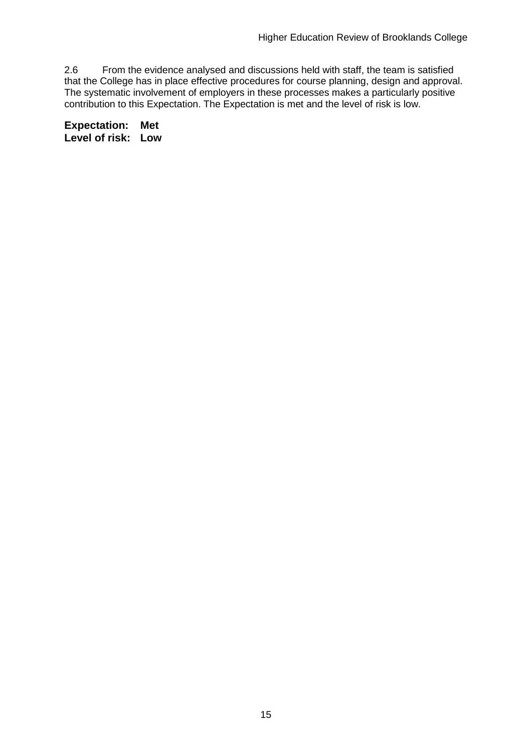2.6 From the evidence analysed and discussions held with staff, the team is satisfied that the College has in place effective procedures for course planning, design and approval. The systematic involvement of employers in these processes makes a particularly positive contribution to this Expectation. The Expectation is met and the level of risk is low.

**Expectation: Met**
**Level of risk: Low**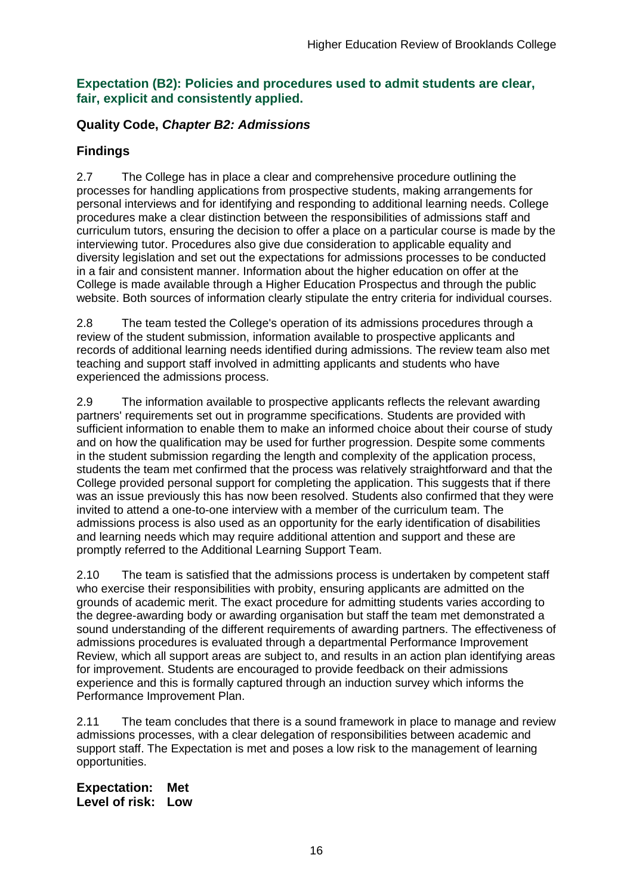### Expectation (B2): Policies and procedures used to admit students are clear, fair, explicit and consistently applied.

### Quality Code, *Chapter B2: Admissions*

### Findings

2.7 The College has in place a clear and comprehensive procedure outlining the processes for handling applications from prospective students, making arrangements for personal interviews and for identifying and responding to additional learning needs. College procedures make a clear distinction between the responsibilities of admissions staff and curriculum tutors, ensuring the decision to offer a place on a particular course is made by the interviewing tutor. Procedures also give due consideration to applicable equality and diversity legislation and set out the expectations for admissions processes to be conducted in a fair and consistent manner. Information about the higher education on offer at the College is made available through a Higher Education Prospectus and through the public website. Both sources of information clearly stipulate the entry criteria for individual courses.

2.8 The team tested the College's operation of its admissions procedures through a review of the student submission, information available to prospective applicants and records of additional learning needs identified during admissions. The review team also met teaching and support staff involved in admitting applicants and students who have experienced the admissions process.

2.9 The information available to prospective applicants reflects the relevant awarding partners' requirements set out in programme specifications. Students are provided with sufficient information to enable them to make an informed choice about their course of study and on how the qualification may be used for further progression. Despite some comments in the student submission regarding the length and complexity of the application process, students the team met confirmed that the process was relatively straightforward and that the College provided personal support for completing the application. This suggests that if there was an issue previously this has now been resolved. Students also confirmed that they were invited to attend a one-to-one interview with a member of the curriculum team. The admissions process is also used as an opportunity for the early identification of disabilities and learning needs which may require additional attention and support and these are promptly referred to the Additional Learning Support Team.

2.10 The team is satisfied that the admissions process is undertaken by competent staff who exercise their responsibilities with probity, ensuring applicants are admitted on the grounds of academic merit. The exact procedure for admitting students varies according to the degree-awarding body or awarding organisation but staff the team met demonstrated a sound understanding of the different requirements of awarding partners. The effectiveness of admissions procedures is evaluated through a departmental Performance Improvement Review, which all support areas are subject to, and results in an action plan identifying areas for improvement. Students are encouraged to provide feedback on their admissions experience and this is formally captured through an induction survey which informs the Performance Improvement Plan.

2.11 The team concludes that there is a sound framework in place to manage and review admissions processes, with a clear delegation of responsibilities between academic and support staff. The Expectation is met and poses a low risk to the management of learning opportunities.

**Expectation: Met**
**Level of risk: Low**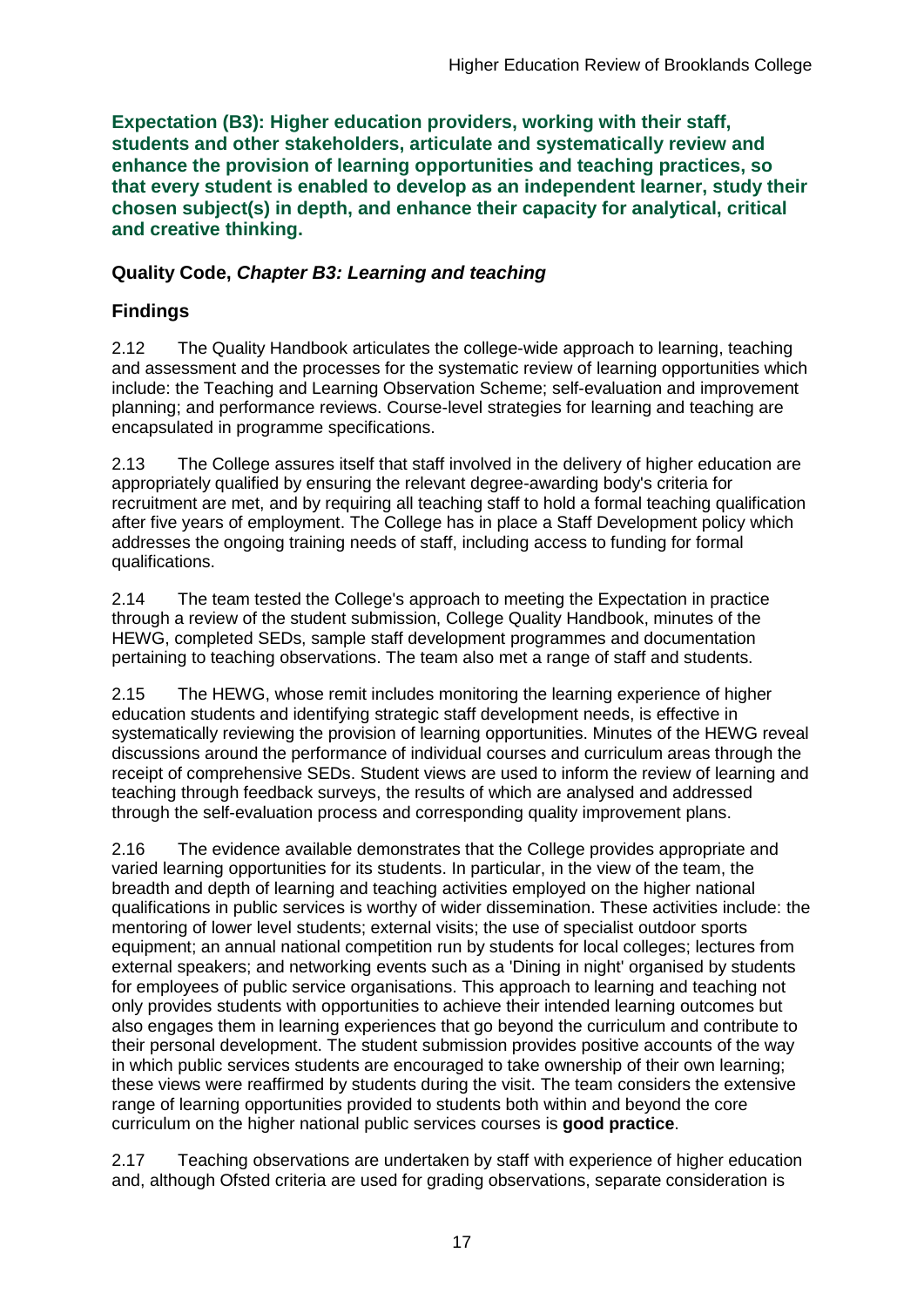**Expectation (B3): Higher education providers, working with their staff, students and other stakeholders, articulate and systematically review and enhance the provision of learning opportunities and teaching practices, so that every student is enabled to develop as an independent learner, study their chosen subject(s) in depth, and enhance their capacity for analytical, critical and creative thinking.**

### Quality Code, *Chapter B3: Learning and teaching*

### Findings

2.12 The Quality Handbook articulates the college-wide approach to learning, teaching and assessment and the processes for the systematic review of learning opportunities which include: the Teaching and Learning Observation Scheme; self-evaluation and improvement planning; and performance reviews. Course-level strategies for learning and teaching are encapsulated in programme specifications.

2.13 The College assures itself that staff involved in the delivery of higher education are appropriately qualified by ensuring the relevant degree-awarding body's criteria for recruitment are met, and by requiring all teaching staff to hold a formal teaching qualification after five years of employment. The College has in place a Staff Development policy which addresses the ongoing training needs of staff, including access to funding for formal qualifications.

2.14 The team tested the College's approach to meeting the Expectation in practice through a review of the student submission, College Quality Handbook, minutes of the HEWG, completed SEDs, sample staff development programmes and documentation pertaining to teaching observations. The team also met a range of staff and students.

2.15 The HEWG, whose remit includes monitoring the learning experience of higher education students and identifying strategic staff development needs, is effective in systematically reviewing the provision of learning opportunities. Minutes of the HEWG reveal discussions around the performance of individual courses and curriculum areas through the receipt of comprehensive SEDs. Student views are used to inform the review of learning and teaching through feedback surveys, the results of which are analysed and addressed through the self-evaluation process and corresponding quality improvement plans.

2.16 The evidence available demonstrates that the College provides appropriate and varied learning opportunities for its students. In particular, in the view of the team, the breadth and depth of learning and teaching activities employed on the higher national qualifications in public services is worthy of wider dissemination. These activities include: the mentoring of lower level students; external visits; the use of specialist outdoor sports equipment; an annual national competition run by students for local colleges; lectures from external speakers; and networking events such as a 'Dining in night' organised by students for employees of public service organisations. This approach to learning and teaching not only provides students with opportunities to achieve their intended learning outcomes but also engages them in learning experiences that go beyond the curriculum and contribute to their personal development. The student submission provides positive accounts of the way in which public services students are encouraged to take ownership of their own learning; these views were reaffirmed by students during the visit. The team considers the extensive range of learning opportunities provided to students both within and beyond the core curriculum on the higher national public services courses is **good practice**.

2.17 Teaching observations are undertaken by staff with experience of higher education and, although Ofsted criteria are used for grading observations, separate consideration is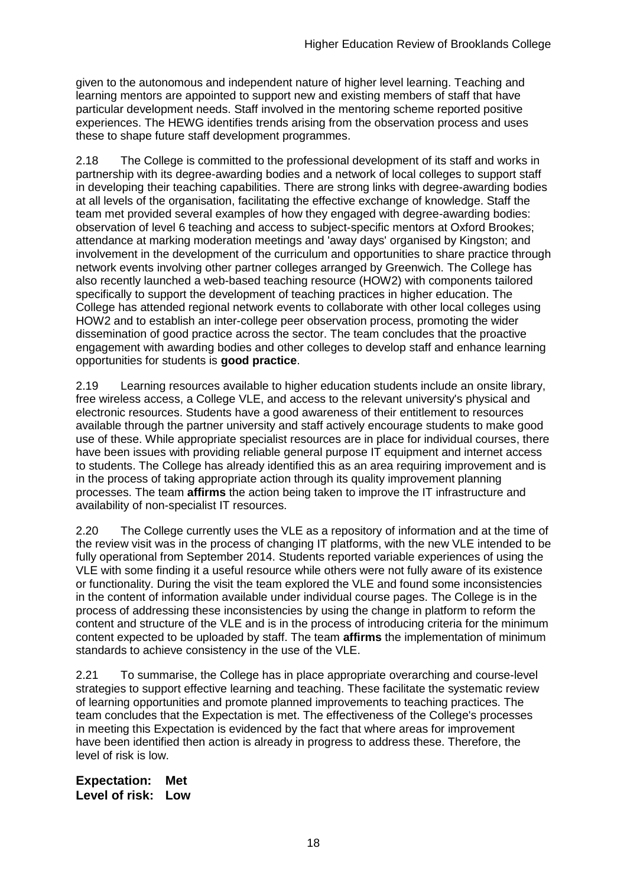given to the autonomous and independent nature of higher level learning. Teaching and learning mentors are appointed to support new and existing members of staff that have particular development needs. Staff involved in the mentoring scheme reported positive experiences. The HEWG identifies trends arising from the observation process and uses these to shape future staff development programmes.

2.18 The College is committed to the professional development of its staff and works in partnership with its degree-awarding bodies and a network of local colleges to support staff in developing their teaching capabilities. There are strong links with degree-awarding bodies at all levels of the organisation, facilitating the effective exchange of knowledge. Staff the team met provided several examples of how they engaged with degree-awarding bodies: observation of level 6 teaching and access to subject-specific mentors at Oxford Brookes; attendance at marking moderation meetings and 'away days' organised by Kingston; and involvement in the development of the curriculum and opportunities to share practice through network events involving other partner colleges arranged by Greenwich. The College has also recently launched a web-based teaching resource (HOW2) with components tailored specifically to support the development of teaching practices in higher education. The College has attended regional network events to collaborate with other local colleges using HOW2 and to establish an inter-college peer observation process, promoting the wider dissemination of good practice across the sector. The team concludes that the proactive engagement with awarding bodies and other colleges to develop staff and enhance learning opportunities for students is **good practice**.

2.19 Learning resources available to higher education students include an onsite library, free wireless access, a College VLE, and access to the relevant university's physical and electronic resources. Students have a good awareness of their entitlement to resources available through the partner university and staff actively encourage students to make good use of these. While appropriate specialist resources are in place for individual courses, there have been issues with providing reliable general purpose IT equipment and internet access to students. The College has already identified this as an area requiring improvement and is in the process of taking appropriate action through its quality improvement planning processes. The team **affirms** the action being taken to improve the IT infrastructure and availability of non-specialist IT resources.

2.20 The College currently uses the VLE as a repository of information and at the time of the review visit was in the process of changing IT platforms, with the new VLE intended to be fully operational from September 2014. Students reported variable experiences of using the VLE with some finding it a useful resource while others were not fully aware of its existence or functionality. During the visit the team explored the VLE and found some inconsistencies in the content of information available under individual course pages. The College is in the process of addressing these inconsistencies by using the change in platform to reform the content and structure of the VLE and is in the process of introducing criteria for the minimum content expected to be uploaded by staff. The team **affirms** the implementation of minimum standards to achieve consistency in the use of the VLE.

2.21 To summarise, the College has in place appropriate overarching and course-level strategies to support effective learning and teaching. These facilitate the systematic review of learning opportunities and promote planned improvements to teaching practices. The team concludes that the Expectation is met. The effectiveness of the College's processes in meeting this Expectation is evidenced by the fact that where areas for improvement have been identified then action is already in progress to address these. Therefore, the level of risk is low.

**Expectation: Met**
**Level of risk: Low**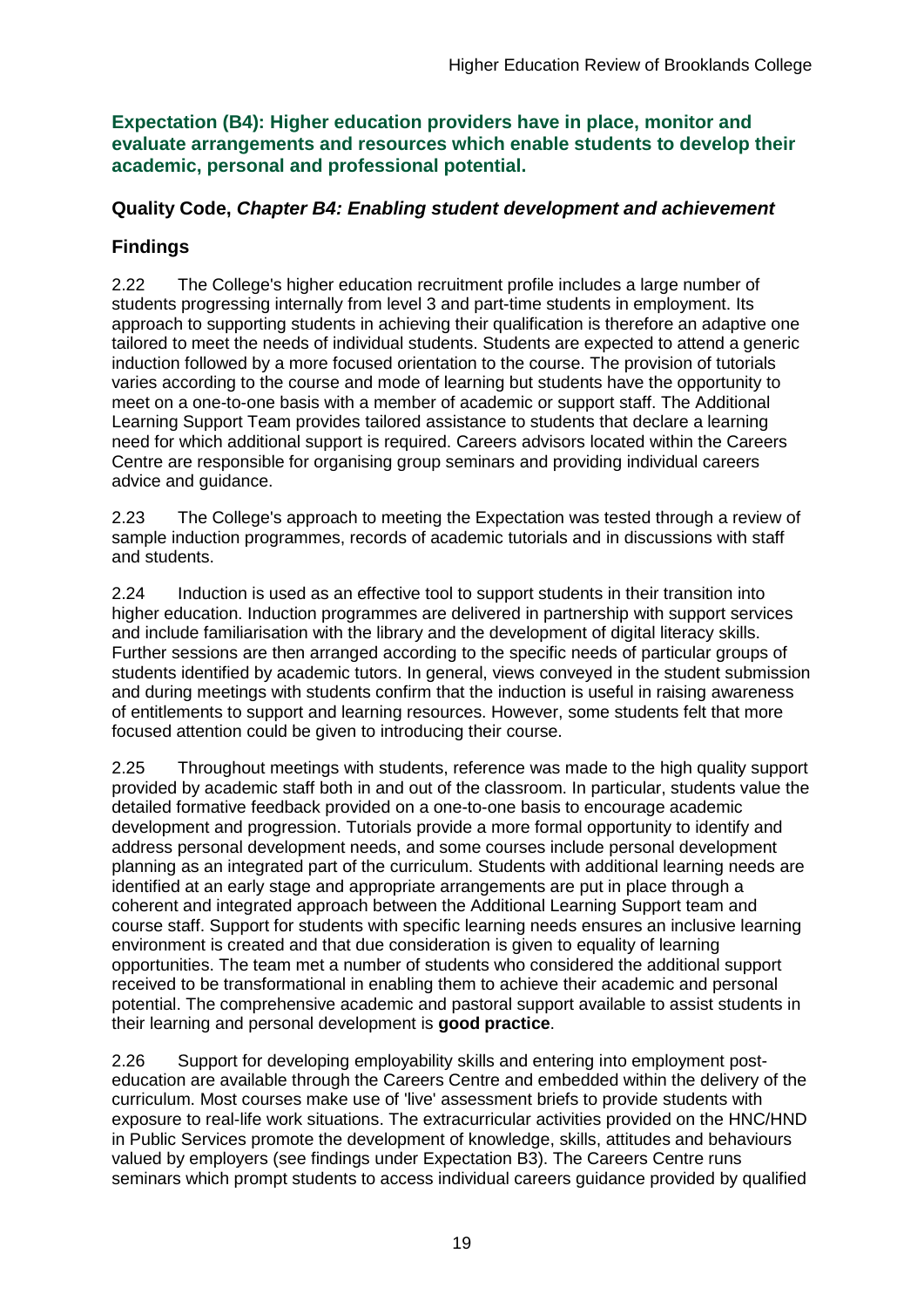**Expectation (B4): Higher education providers have in place, monitor and evaluate arrangements and resources which enable students to develop their academic, personal and professional potential.**

## Quality Code, *Chapter B4: Enabling student development and achievement*

## Findings

2.22 The College's higher education recruitment profile includes a large number of students progressing internally from level 3 and part-time students in employment. Its approach to supporting students in achieving their qualification is therefore an adaptive one tailored to meet the needs of individual students. Students are expected to attend a generic induction followed by a more focused orientation to the course. The provision of tutorials varies according to the course and mode of learning but students have the opportunity to meet on a one-to-one basis with a member of academic or support staff. The Additional Learning Support Team provides tailored assistance to students that declare a learning need for which additional support is required. Careers advisors located within the Careers Centre are responsible for organising group seminars and providing individual careers advice and guidance.

2.23 The College's approach to meeting the Expectation was tested through a review of sample induction programmes, records of academic tutorials and in discussions with staff and students.

2.24 Induction is used as an effective tool to support students in their transition into higher education. Induction programmes are delivered in partnership with support services and include familiarisation with the library and the development of digital literacy skills. Further sessions are then arranged according to the specific needs of particular groups of students identified by academic tutors. In general, views conveyed in the student submission and during meetings with students confirm that the induction is useful in raising awareness of entitlements to support and learning resources. However, some students felt that more focused attention could be given to introducing their course.

2.25 Throughout meetings with students, reference was made to the high quality support provided by academic staff both in and out of the classroom. In particular, students value the detailed formative feedback provided on a one-to-one basis to encourage academic development and progression. Tutorials provide a more formal opportunity to identify and address personal development needs, and some courses include personal development planning as an integrated part of the curriculum. Students with additional learning needs are identified at an early stage and appropriate arrangements are put in place through a coherent and integrated approach between the Additional Learning Support team and course staff. Support for students with specific learning needs ensures an inclusive learning environment is created and that due consideration is given to equality of learning opportunities. The team met a number of students who considered the additional support received to be transformational in enabling them to achieve their academic and personal potential. The comprehensive academic and pastoral support available to assist students in their learning and personal development is **good practice**.

2.26 Support for developing employability skills and entering into employment post-education are available through the Careers Centre and embedded within the delivery of the curriculum. Most courses make use of 'live' assessment briefs to provide students with exposure to real-life work situations. The extracurricular activities provided on the HNC/HND in Public Services promote the development of knowledge, skills, attitudes and behaviours valued by employers (see findings under Expectation B3). The Careers Centre runs seminars which prompt students to access individual careers guidance provided by qualified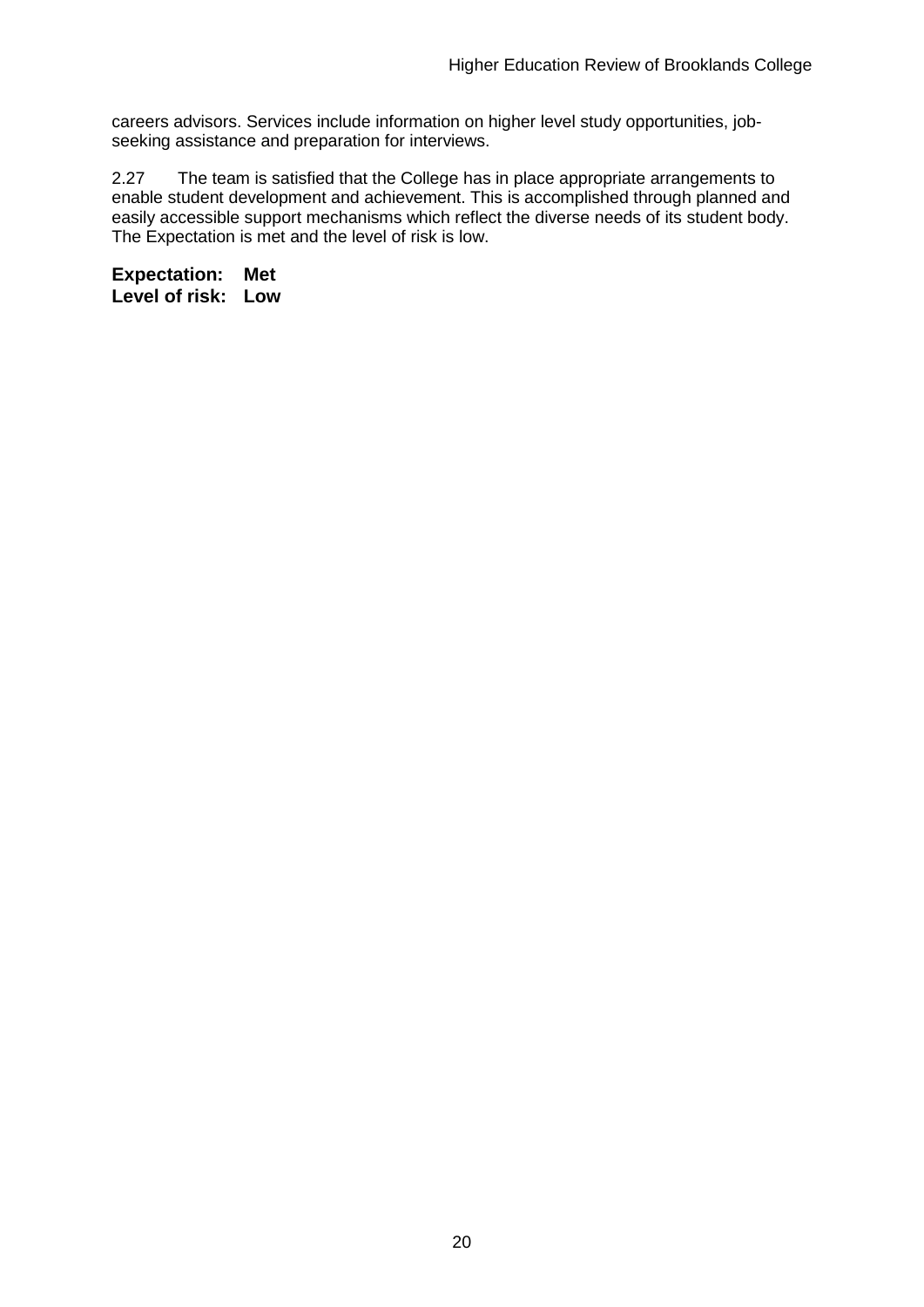careers advisors. Services include information on higher level study opportunities, job-seeking assistance and preparation for interviews.

2.27 The team is satisfied that the College has in place appropriate arrangements to enable student development and achievement. This is accomplished through planned and easily accessible support mechanisms which reflect the diverse needs of its student body. The Expectation is met and the level of risk is low.

**Expectation: Met**
**Level of risk: Low**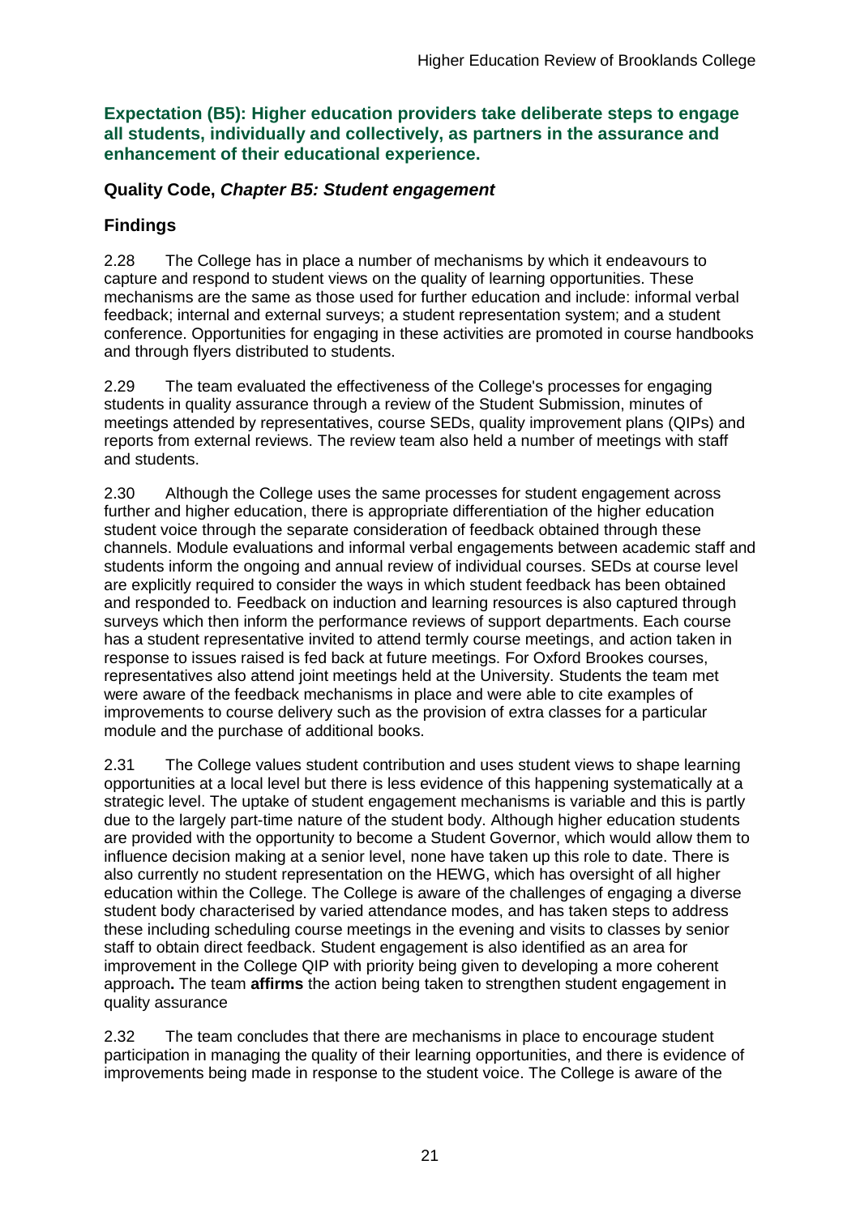**Expectation (B5): Higher education providers take deliberate steps to engage all students, individually and collectively, as partners in the assurance and enhancement of their educational experience.**

### Quality Code, *Chapter B5: Student engagement*

### Findings

2.28 The College has in place a number of mechanisms by which it endeavours to capture and respond to student views on the quality of learning opportunities. These mechanisms are the same as those used for further education and include: informal verbal feedback; internal and external surveys; a student representation system; and a student conference. Opportunities for engaging in these activities are promoted in course handbooks and through flyers distributed to students.

2.29 The team evaluated the effectiveness of the College's processes for engaging students in quality assurance through a review of the Student Submission, minutes of meetings attended by representatives, course SEDs, quality improvement plans (QIPs) and reports from external reviews. The review team also held a number of meetings with staff and students.

2.30 Although the College uses the same processes for student engagement across further and higher education, there is appropriate differentiation of the higher education student voice through the separate consideration of feedback obtained through these channels. Module evaluations and informal verbal engagements between academic staff and students inform the ongoing and annual review of individual courses. SEDs at course level are explicitly required to consider the ways in which student feedback has been obtained and responded to. Feedback on induction and learning resources is also captured through surveys which then inform the performance reviews of support departments. Each course has a student representative invited to attend termly course meetings, and action taken in response to issues raised is fed back at future meetings. For Oxford Brookes courses, representatives also attend joint meetings held at the University. Students the team met were aware of the feedback mechanisms in place and were able to cite examples of improvements to course delivery such as the provision of extra classes for a particular module and the purchase of additional books.

2.31 The College values student contribution and uses student views to shape learning opportunities at a local level but there is less evidence of this happening systematically at a strategic level. The uptake of student engagement mechanisms is variable and this is partly due to the largely part-time nature of the student body. Although higher education students are provided with the opportunity to become a Student Governor, which would allow them to influence decision making at a senior level, none have taken up this role to date. There is also currently no student representation on the HEWG, which has oversight of all higher education within the College. The College is aware of the challenges of engaging a diverse student body characterised by varied attendance modes, and has taken steps to address these including scheduling course meetings in the evening and visits to classes by senior staff to obtain direct feedback. Student engagement is also identified as an area for improvement in the College QIP with priority being given to developing a more coherent approach**.** The team **affirms** the action being taken to strengthen student engagement in quality assurance

2.32 The team concludes that there are mechanisms in place to encourage student participation in managing the quality of their learning opportunities, and there is evidence of improvements being made in response to the student voice. The College is aware of the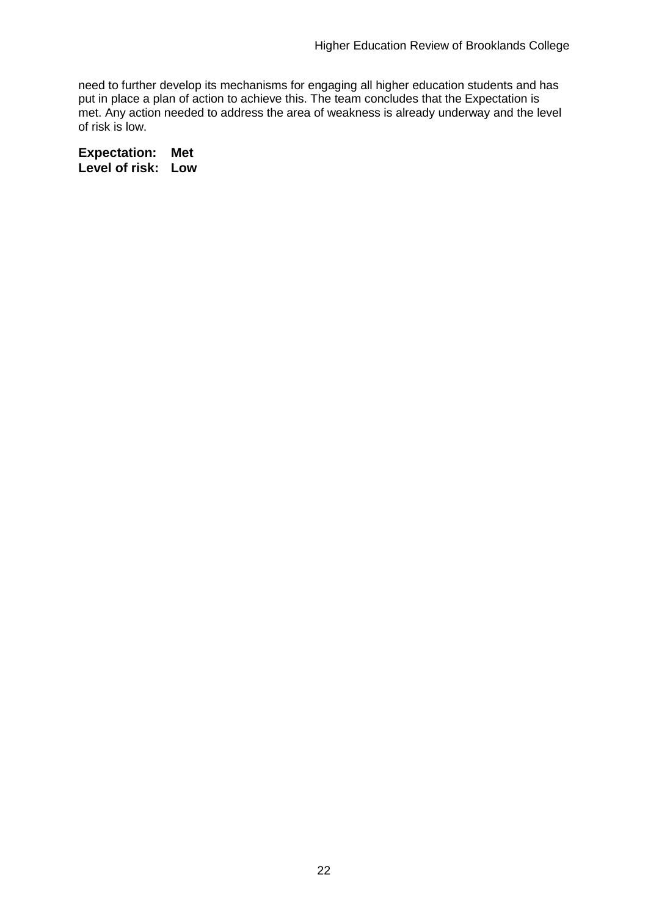need to further develop its mechanisms for engaging all higher education students and has put in place a plan of action to achieve this. The team concludes that the Expectation is met. Any action needed to address the area of weakness is already underway and the level of risk is low.

**Expectation: Met**
**Level of risk: Low**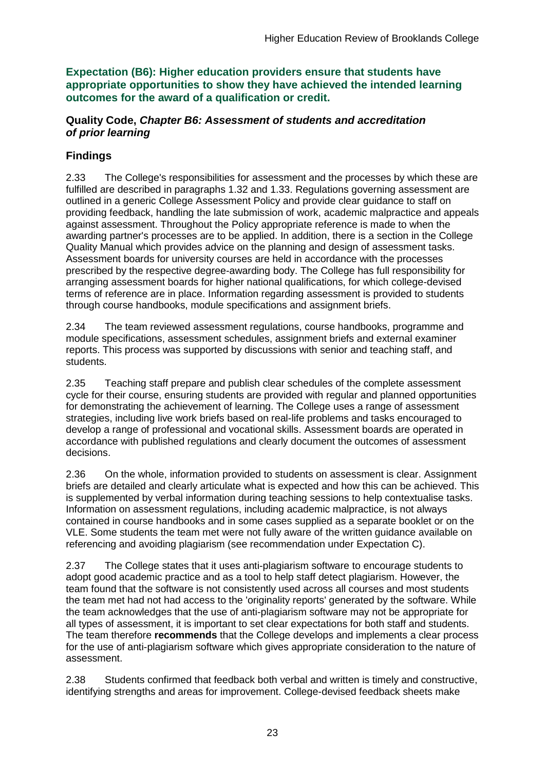### Expectation (B6): Higher education providers ensure that students have appropriate opportunities to show they have achieved the intended learning outcomes for the award of a qualification or credit.

#### Quality Code, *Chapter B6: Assessment of students and accreditation of prior learning*

#### Findings

2.33 The College's responsibilities for assessment and the processes by which these are fulfilled are described in paragraphs 1.32 and 1.33. Regulations governing assessment are outlined in a generic College Assessment Policy and provide clear guidance to staff on providing feedback, handling the late submission of work, academic malpractice and appeals against assessment. Throughout the Policy appropriate reference is made to when the awarding partner's processes are to be applied. In addition, there is a section in the College Quality Manual which provides advice on the planning and design of assessment tasks. Assessment boards for university courses are held in accordance with the processes prescribed by the respective degree-awarding body. The College has full responsibility for arranging assessment boards for higher national qualifications, for which college-devised terms of reference are in place. Information regarding assessment is provided to students through course handbooks, module specifications and assignment briefs.

2.34 The team reviewed assessment regulations, course handbooks, programme and module specifications, assessment schedules, assignment briefs and external examiner reports. This process was supported by discussions with senior and teaching staff, and students.

2.35 Teaching staff prepare and publish clear schedules of the complete assessment cycle for their course, ensuring students are provided with regular and planned opportunities for demonstrating the achievement of learning. The College uses a range of assessment strategies, including live work briefs based on real-life problems and tasks encouraged to develop a range of professional and vocational skills. Assessment boards are operated in accordance with published regulations and clearly document the outcomes of assessment decisions.

2.36 On the whole, information provided to students on assessment is clear. Assignment briefs are detailed and clearly articulate what is expected and how this can be achieved. This is supplemented by verbal information during teaching sessions to help contextualise tasks. Information on assessment regulations, including academic malpractice, is not always contained in course handbooks and in some cases supplied as a separate booklet or on the VLE. Some students the team met were not fully aware of the written guidance available on referencing and avoiding plagiarism (see recommendation under Expectation C).

2.37 The College states that it uses anti-plagiarism software to encourage students to adopt good academic practice and as a tool to help staff detect plagiarism. However, the team found that the software is not consistently used across all courses and most students the team met had not had access to the 'originality reports' generated by the software. While the team acknowledges that the use of anti-plagiarism software may not be appropriate for all types of assessment, it is important to set clear expectations for both staff and students. The team therefore **recommends** that the College develops and implements a clear process for the use of anti-plagiarism software which gives appropriate consideration to the nature of assessment.

2.38 Students confirmed that feedback both verbal and written is timely and constructive, identifying strengths and areas for improvement. College-devised feedback sheets make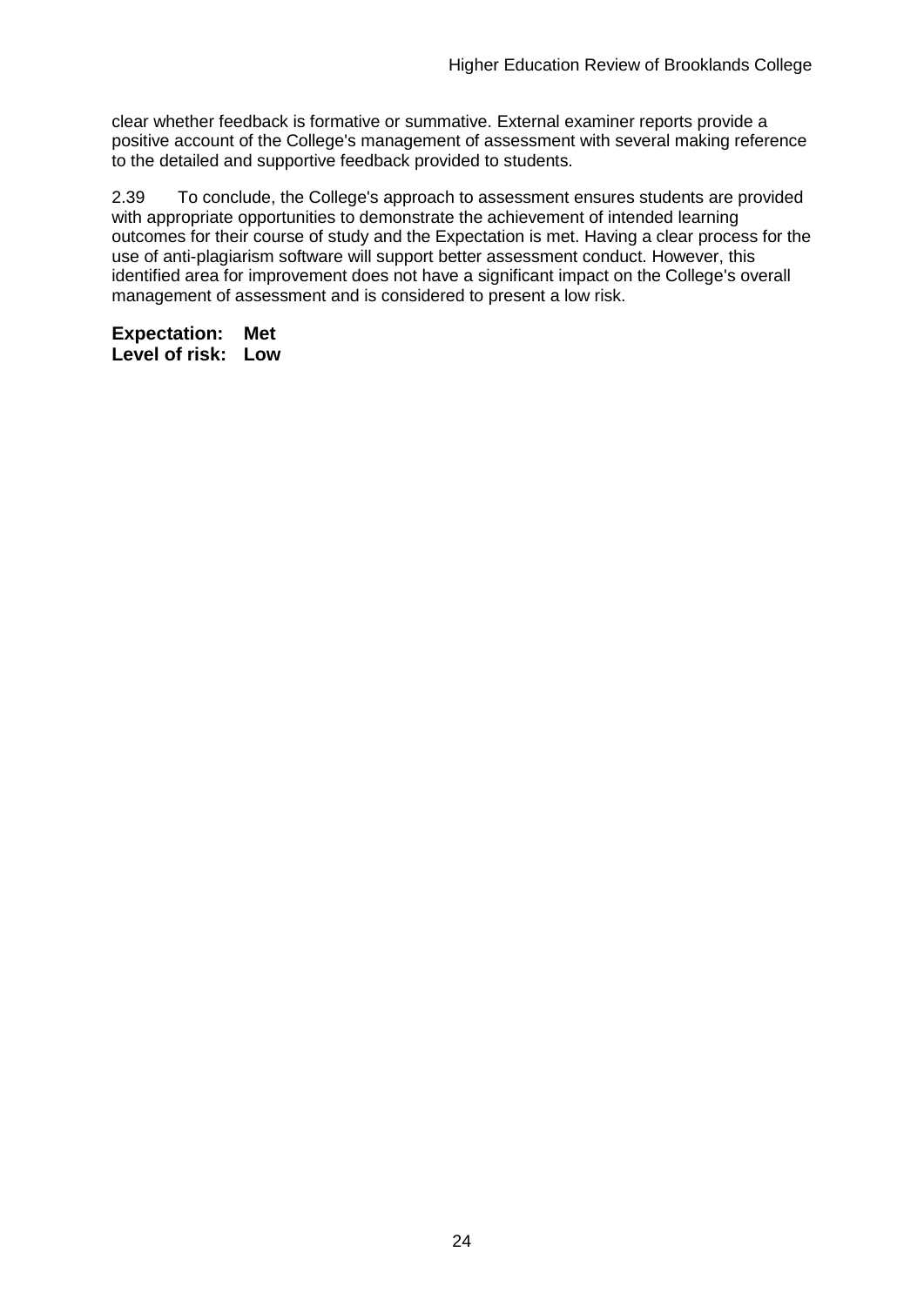clear whether feedback is formative or summative. External examiner reports provide a positive account of the College's management of assessment with several making reference to the detailed and supportive feedback provided to students.

2.39 To conclude, the College's approach to assessment ensures students are provided with appropriate opportunities to demonstrate the achievement of intended learning outcomes for their course of study and the Expectation is met. Having a clear process for the use of anti-plagiarism software will support better assessment conduct. However, this identified area for improvement does not have a significant impact on the College's overall management of assessment and is considered to present a low risk.

**Expectation: Met**
**Level of risk: Low**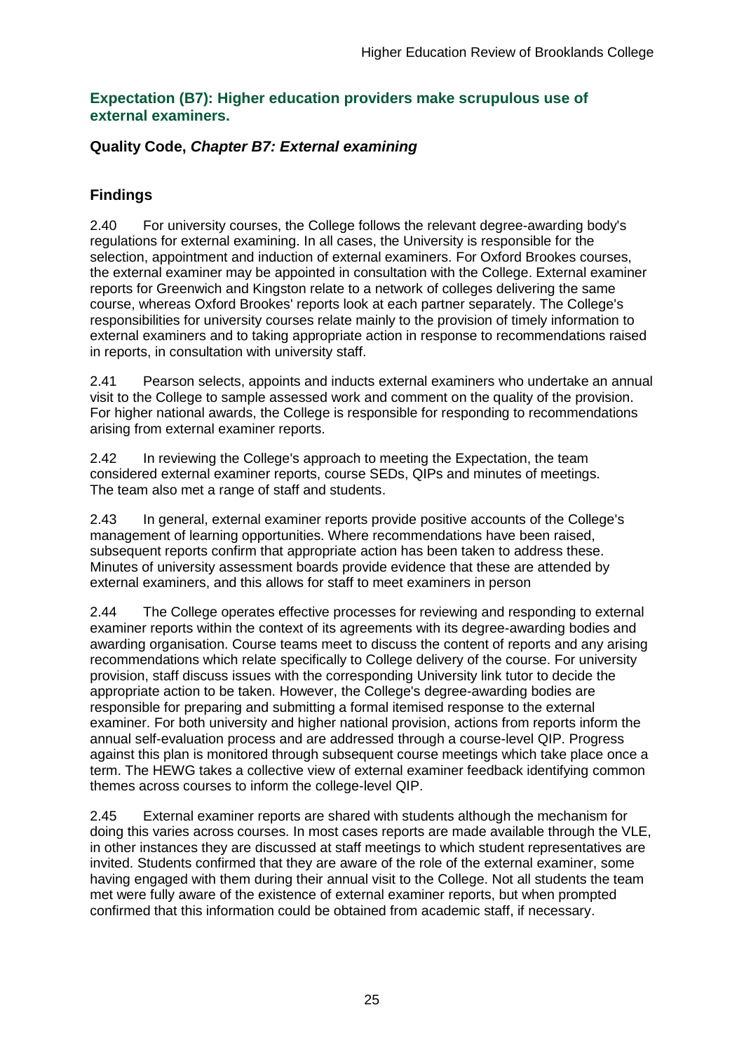### Expectation (B7): Higher education providers make scrupulous use of external examiners.

#### Quality Code, *Chapter B7: External examining*

#### Findings

2.40 For university courses, the College follows the relevant degree-awarding body's regulations for external examining. In all cases, the University is responsible for the selection, appointment and induction of external examiners. For Oxford Brookes courses, the external examiner may be appointed in consultation with the College. External examiner reports for Greenwich and Kingston relate to a network of colleges delivering the same course, whereas Oxford Brookes' reports look at each partner separately. The College's responsibilities for university courses relate mainly to the provision of timely information to external examiners and to taking appropriate action in response to recommendations raised in reports, in consultation with university staff.

2.41 Pearson selects, appoints and inducts external examiners who undertake an annual visit to the College to sample assessed work and comment on the quality of the provision. For higher national awards, the College is responsible for responding to recommendations arising from external examiner reports.

2.42 In reviewing the College's approach to meeting the Expectation, the team considered external examiner reports, course SEDs, QIPs and minutes of meetings. The team also met a range of staff and students.

2.43 In general, external examiner reports provide positive accounts of the College's management of learning opportunities. Where recommendations have been raised, subsequent reports confirm that appropriate action has been taken to address these. Minutes of university assessment boards provide evidence that these are attended by external examiners, and this allows for staff to meet examiners in person

2.44 The College operates effective processes for reviewing and responding to external examiner reports within the context of its agreements with its degree-awarding bodies and awarding organisation. Course teams meet to discuss the content of reports and any arising recommendations which relate specifically to College delivery of the course. For university provision, staff discuss issues with the corresponding University link tutor to decide the appropriate action to be taken. However, the College's degree-awarding bodies are responsible for preparing and submitting a formal itemised response to the external examiner. For both university and higher national provision, actions from reports inform the annual self-evaluation process and are addressed through a course-level QIP. Progress against this plan is monitored through subsequent course meetings which take place once a term. The HEWG takes a collective view of external examiner feedback identifying common themes across courses to inform the college-level QIP.

2.45 External examiner reports are shared with students although the mechanism for doing this varies across courses. In most cases reports are made available through the VLE, in other instances they are discussed at staff meetings to which student representatives are invited. Students confirmed that they are aware of the role of the external examiner, some having engaged with them during their annual visit to the College. Not all students the team met were fully aware of the existence of external examiner reports, but when prompted confirmed that this information could be obtained from academic staff, if necessary.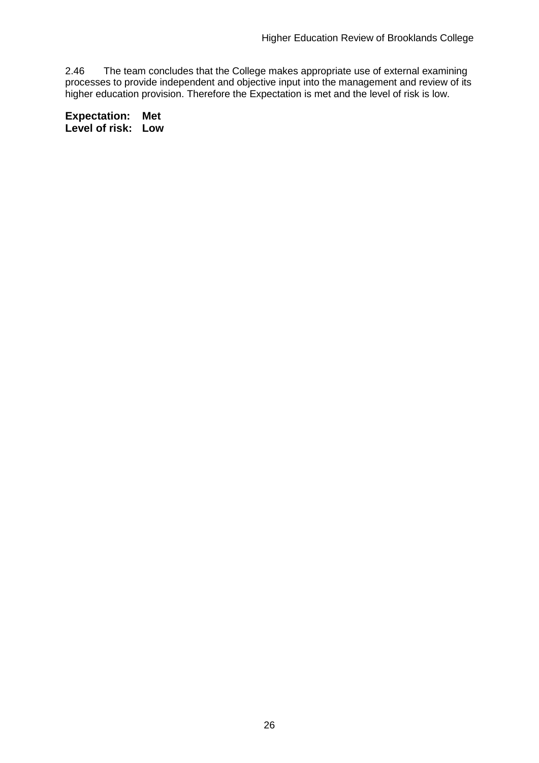2.46 The team concludes that the College makes appropriate use of external examining processes to provide independent and objective input into the management and review of its higher education provision. Therefore the Expectation is met and the level of risk is low.

**Expectation: Met**
**Level of risk: Low**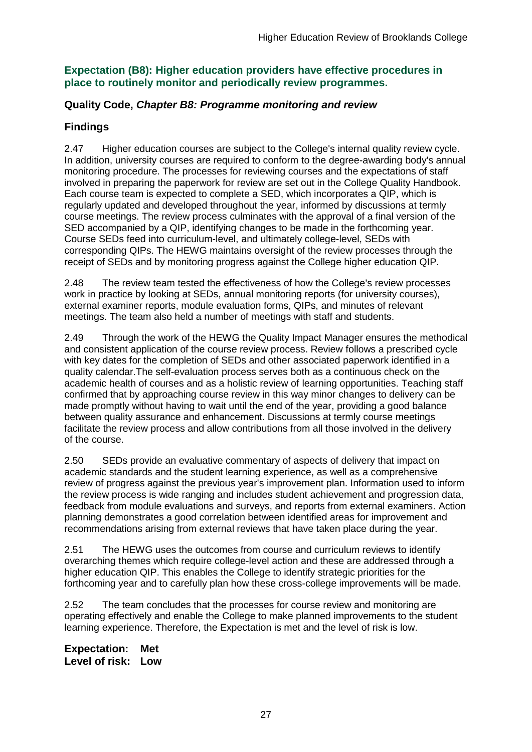### Expectation (B8): Higher education providers have effective procedures in place to routinely monitor and periodically review programmes.

### Quality Code, *Chapter B8: Programme monitoring and review*

### Findings

2.47 Higher education courses are subject to the College's internal quality review cycle. In addition, university courses are required to conform to the degree-awarding body's annual monitoring procedure. The processes for reviewing courses and the expectations of staff involved in preparing the paperwork for review are set out in the College Quality Handbook. Each course team is expected to complete a SED, which incorporates a QIP, which is regularly updated and developed throughout the year, informed by discussions at termly course meetings. The review process culminates with the approval of a final version of the SED accompanied by a QIP, identifying changes to be made in the forthcoming year. Course SEDs feed into curriculum-level, and ultimately college-level, SEDs with corresponding QIPs. The HEWG maintains oversight of the review processes through the receipt of SEDs and by monitoring progress against the College higher education QIP.

2.48 The review team tested the effectiveness of how the College's review processes work in practice by looking at SEDs, annual monitoring reports (for university courses), external examiner reports, module evaluation forms, QIPs, and minutes of relevant meetings. The team also held a number of meetings with staff and students.

2.49 Through the work of the HEWG the Quality Impact Manager ensures the methodical and consistent application of the course review process. Review follows a prescribed cycle with key dates for the completion of SEDs and other associated paperwork identified in a quality calendar.The self-evaluation process serves both as a continuous check on the academic health of courses and as a holistic review of learning opportunities. Teaching staff confirmed that by approaching course review in this way minor changes to delivery can be made promptly without having to wait until the end of the year, providing a good balance between quality assurance and enhancement. Discussions at termly course meetings facilitate the review process and allow contributions from all those involved in the delivery of the course.

2.50 SEDs provide an evaluative commentary of aspects of delivery that impact on academic standards and the student learning experience, as well as a comprehensive review of progress against the previous year's improvement plan. Information used to inform the review process is wide ranging and includes student achievement and progression data, feedback from module evaluations and surveys, and reports from external examiners. Action planning demonstrates a good correlation between identified areas for improvement and recommendations arising from external reviews that have taken place during the year.

2.51 The HEWG uses the outcomes from course and curriculum reviews to identify overarching themes which require college-level action and these are addressed through a higher education QIP. This enables the College to identify strategic priorities for the forthcoming year and to carefully plan how these cross-college improvements will be made.

2.52 The team concludes that the processes for course review and monitoring are operating effectively and enable the College to make planned improvements to the student learning experience. Therefore, the Expectation is met and the level of risk is low.

**Expectation: Met**
**Level of risk: Low**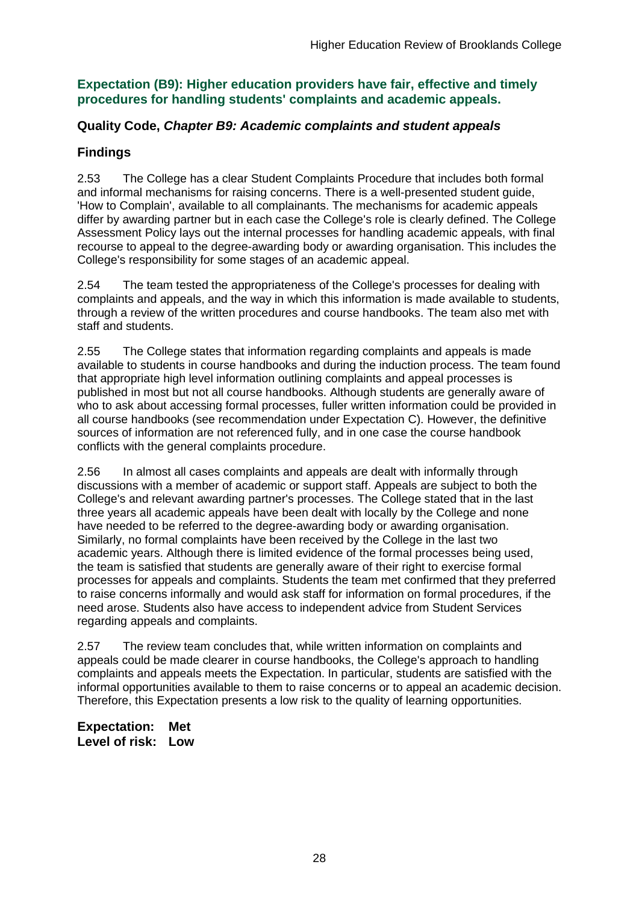### Expectation (B9): Higher education providers have fair, effective and timely procedures for handling students' complaints and academic appeals.

### Quality Code, *Chapter B9: Academic complaints and student appeals*

### Findings

2.53 The College has a clear Student Complaints Procedure that includes both formal and informal mechanisms for raising concerns. There is a well-presented student guide, 'How to Complain', available to all complainants. The mechanisms for academic appeals differ by awarding partner but in each case the College's role is clearly defined. The College Assessment Policy lays out the internal processes for handling academic appeals, with final recourse to appeal to the degree-awarding body or awarding organisation. This includes the College's responsibility for some stages of an academic appeal.

2.54 The team tested the appropriateness of the College's processes for dealing with complaints and appeals, and the way in which this information is made available to students, through a review of the written procedures and course handbooks. The team also met with staff and students.

2.55 The College states that information regarding complaints and appeals is made available to students in course handbooks and during the induction process. The team found that appropriate high level information outlining complaints and appeal processes is published in most but not all course handbooks. Although students are generally aware of who to ask about accessing formal processes, fuller written information could be provided in all course handbooks (see recommendation under Expectation C). However, the definitive sources of information are not referenced fully, and in one case the course handbook conflicts with the general complaints procedure.

2.56 In almost all cases complaints and appeals are dealt with informally through discussions with a member of academic or support staff. Appeals are subject to both the College's and relevant awarding partner's processes. The College stated that in the last three years all academic appeals have been dealt with locally by the College and none have needed to be referred to the degree-awarding body or awarding organisation. Similarly, no formal complaints have been received by the College in the last two academic years. Although there is limited evidence of the formal processes being used, the team is satisfied that students are generally aware of their right to exercise formal processes for appeals and complaints. Students the team met confirmed that they preferred to raise concerns informally and would ask staff for information on formal procedures, if the need arose. Students also have access to independent advice from Student Services regarding appeals and complaints.

2.57 The review team concludes that, while written information on complaints and appeals could be made clearer in course handbooks, the College's approach to handling complaints and appeals meets the Expectation. In particular, students are satisfied with the informal opportunities available to them to raise concerns or to appeal an academic decision. Therefore, this Expectation presents a low risk to the quality of learning opportunities.

**Expectation: Met**
**Level of risk: Low**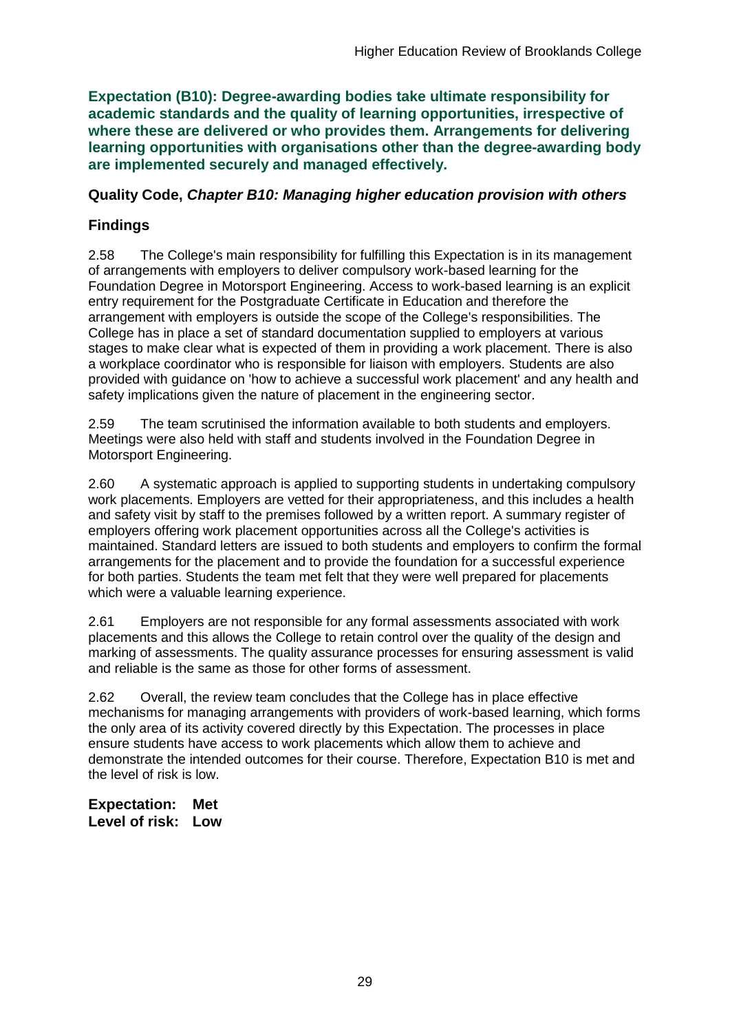**Expectation (B10): Degree-awarding bodies take ultimate responsibility for academic standards and the quality of learning opportunities, irrespective of where these are delivered or who provides them. Arrangements for delivering learning opportunities with organisations other than the degree-awarding body are implemented securely and managed effectively.**

### Quality Code, *Chapter B10: Managing higher education provision with others*

### Findings

2.58 The College's main responsibility for fulfilling this Expectation is in its management of arrangements with employers to deliver compulsory work-based learning for the Foundation Degree in Motorsport Engineering. Access to work-based learning is an explicit entry requirement for the Postgraduate Certificate in Education and therefore the arrangement with employers is outside the scope of the College's responsibilities. The College has in place a set of standard documentation supplied to employers at various stages to make clear what is expected of them in providing a work placement. There is also a workplace coordinator who is responsible for liaison with employers. Students are also provided with guidance on 'how to achieve a successful work placement' and any health and safety implications given the nature of placement in the engineering sector.

2.59 The team scrutinised the information available to both students and employers. Meetings were also held with staff and students involved in the Foundation Degree in Motorsport Engineering.

2.60 A systematic approach is applied to supporting students in undertaking compulsory work placements. Employers are vetted for their appropriateness, and this includes a health and safety visit by staff to the premises followed by a written report. A summary register of employers offering work placement opportunities across all the College's activities is maintained. Standard letters are issued to both students and employers to confirm the formal arrangements for the placement and to provide the foundation for a successful experience for both parties. Students the team met felt that they were well prepared for placements which were a valuable learning experience.

2.61 Employers are not responsible for any formal assessments associated with work placements and this allows the College to retain control over the quality of the design and marking of assessments. The quality assurance processes for ensuring assessment is valid and reliable is the same as those for other forms of assessment.

2.62 Overall, the review team concludes that the College has in place effective mechanisms for managing arrangements with providers of work-based learning, which forms the only area of its activity covered directly by this Expectation. The processes in place ensure students have access to work placements which allow them to achieve and demonstrate the intended outcomes for their course. Therefore, Expectation B10 is met and the level of risk is low.

**Expectation: Met**
**Level of risk: Low**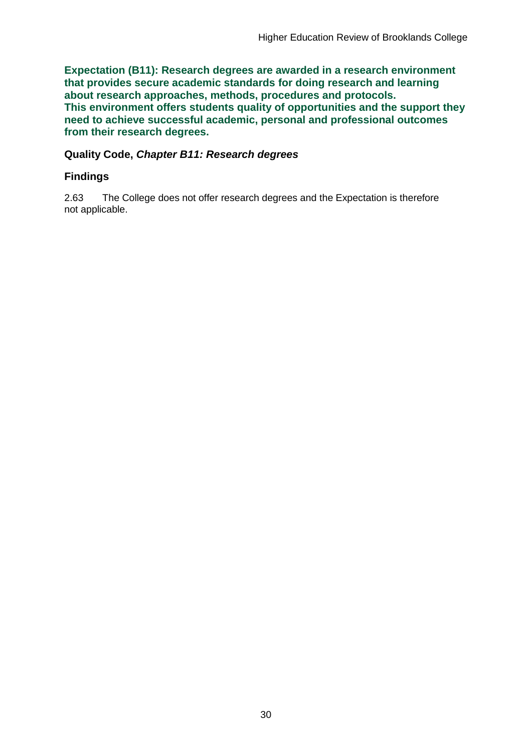**Expectation (B11): Research degrees are awarded in a research environment that provides secure academic standards for doing research and learning about research approaches, methods, procedures and protocols. This environment offers students quality of opportunities and the support they need to achieve successful academic, personal and professional outcomes from their research degrees.**

**Quality Code, *Chapter B11: Research degrees***

### Findings

2.63 The College does not offer research degrees and the Expectation is therefore not applicable.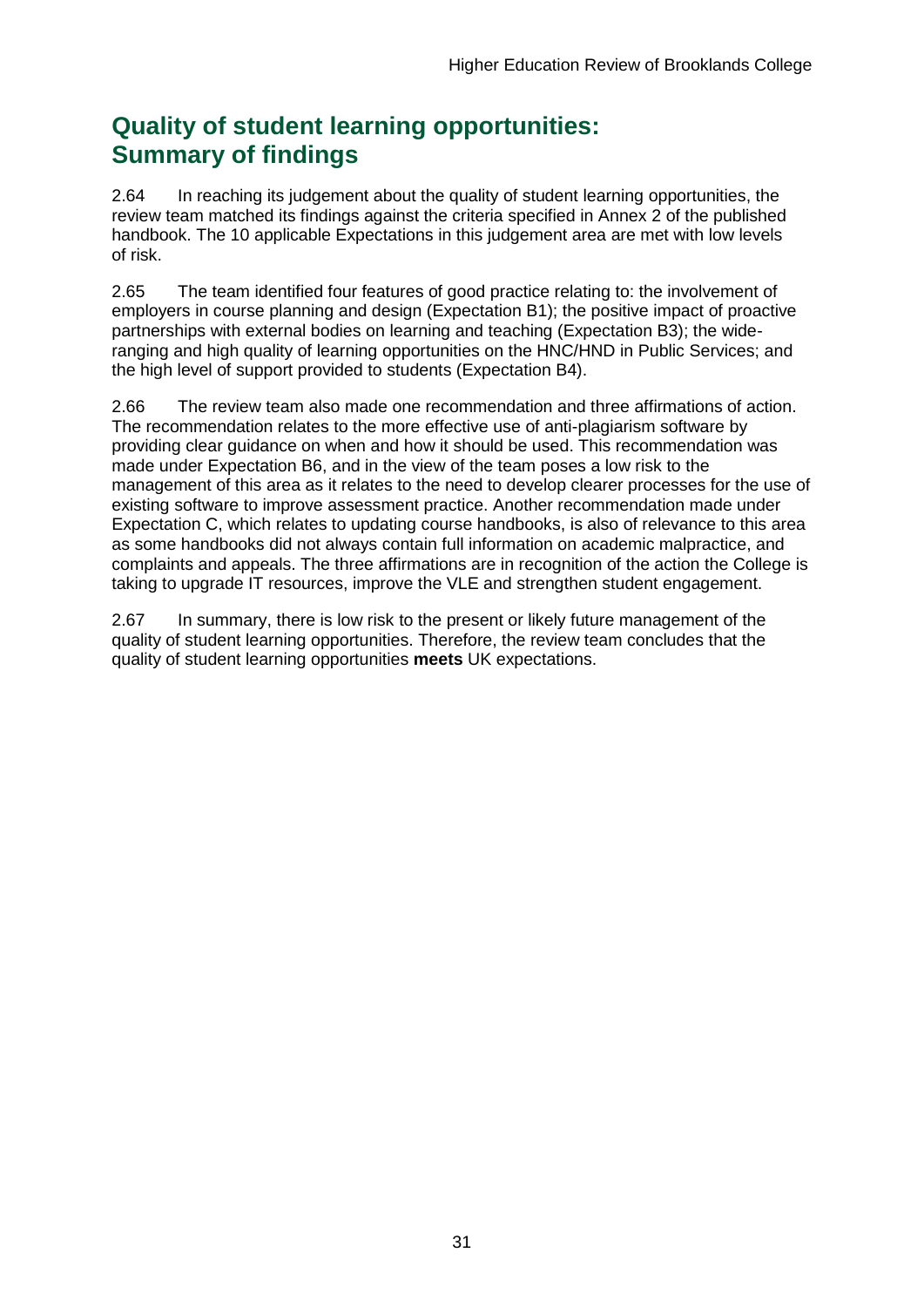## Quality of student learning opportunities: Summary of findings

2.64 In reaching its judgement about the quality of student learning opportunities, the review team matched its findings against the criteria specified in Annex 2 of the published handbook. The 10 applicable Expectations in this judgement area are met with low levels of risk.

2.65 The team identified four features of good practice relating to: the involvement of employers in course planning and design (Expectation B1); the positive impact of proactive partnerships with external bodies on learning and teaching (Expectation B3); the wide-ranging and high quality of learning opportunities on the HNC/HND in Public Services; and the high level of support provided to students (Expectation B4).

2.66 The review team also made one recommendation and three affirmations of action. The recommendation relates to the more effective use of anti-plagiarism software by providing clear guidance on when and how it should be used. This recommendation was made under Expectation B6, and in the view of the team poses a low risk to the management of this area as it relates to the need to develop clearer processes for the use of existing software to improve assessment practice. Another recommendation made under Expectation C, which relates to updating course handbooks, is also of relevance to this area as some handbooks did not always contain full information on academic malpractice, and complaints and appeals. The three affirmations are in recognition of the action the College is taking to upgrade IT resources, improve the VLE and strengthen student engagement.

2.67 In summary, there is low risk to the present or likely future management of the quality of student learning opportunities. Therefore, the review team concludes that the quality of student learning opportunities **meets** UK expectations.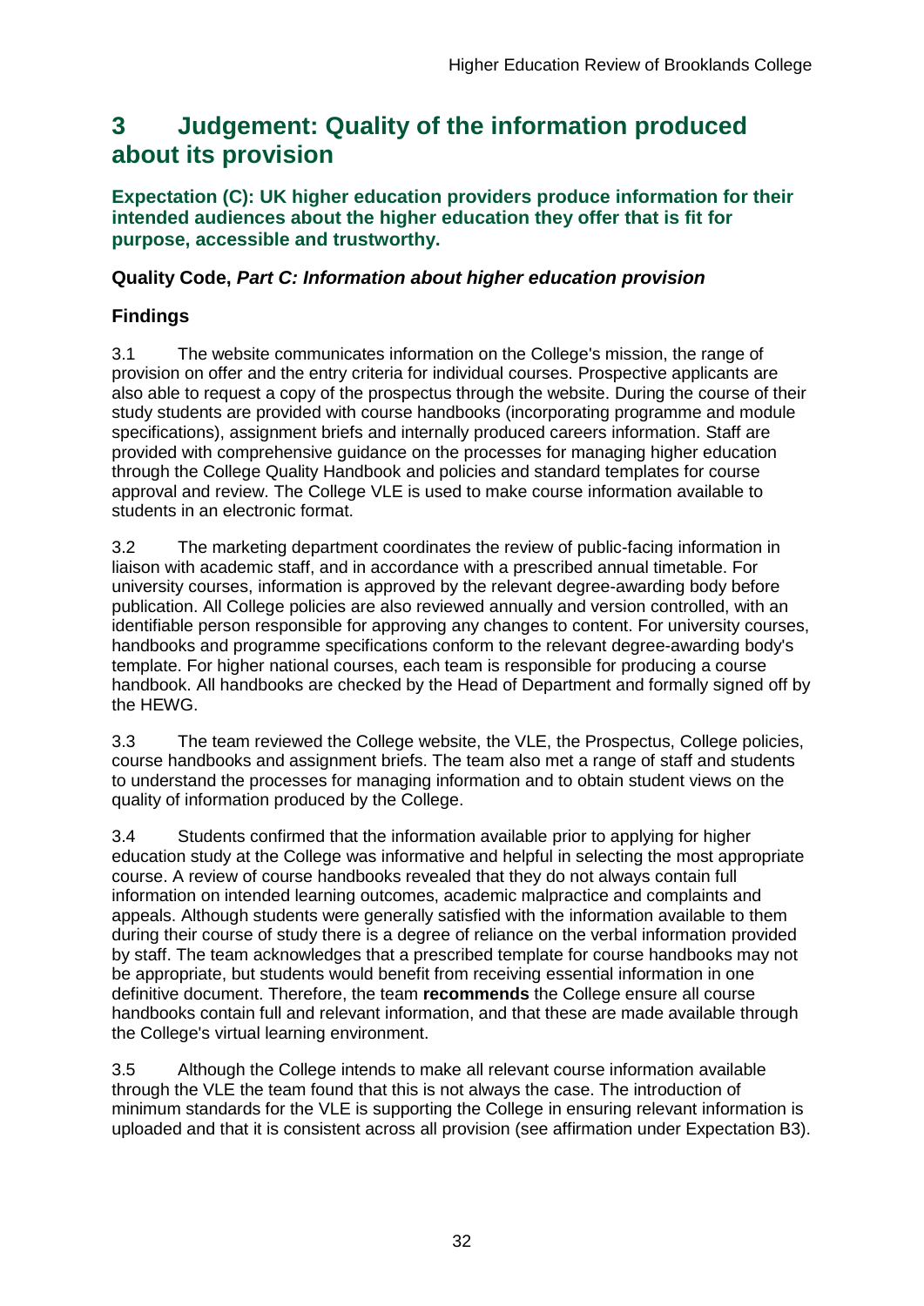# 3 Judgement: Quality of the information produced about its provision

**Expectation (C): UK higher education providers produce information for their intended audiences about the higher education they offer that is fit for purpose, accessible and trustworthy.**

### Quality Code, *Part C: Information about higher education provision*

### Findings

3.1 The website communicates information on the College's mission, the range of provision on offer and the entry criteria for individual courses. Prospective applicants are also able to request a copy of the prospectus through the website. During the course of their study students are provided with course handbooks (incorporating programme and module specifications), assignment briefs and internally produced careers information. Staff are provided with comprehensive guidance on the processes for managing higher education through the College Quality Handbook and policies and standard templates for course approval and review. The College VLE is used to make course information available to students in an electronic format.

3.2 The marketing department coordinates the review of public-facing information in liaison with academic staff, and in accordance with a prescribed annual timetable. For university courses, information is approved by the relevant degree-awarding body before publication. All College policies are also reviewed annually and version controlled, with an identifiable person responsible for approving any changes to content. For university courses, handbooks and programme specifications conform to the relevant degree-awarding body's template. For higher national courses, each team is responsible for producing a course handbook. All handbooks are checked by the Head of Department and formally signed off by the HEWG.

3.3 The team reviewed the College website, the VLE, the Prospectus, College policies, course handbooks and assignment briefs. The team also met a range of staff and students to understand the processes for managing information and to obtain student views on the quality of information produced by the College.

3.4 Students confirmed that the information available prior to applying for higher education study at the College was informative and helpful in selecting the most appropriate course. A review of course handbooks revealed that they do not always contain full information on intended learning outcomes, academic malpractice and complaints and appeals. Although students were generally satisfied with the information available to them during their course of study there is a degree of reliance on the verbal information provided by staff. The team acknowledges that a prescribed template for course handbooks may not be appropriate, but students would benefit from receiving essential information in one definitive document. Therefore, the team **recommends** the College ensure all course handbooks contain full and relevant information, and that these are made available through the College's virtual learning environment.

3.5 Although the College intends to make all relevant course information available through the VLE the team found that this is not always the case. The introduction of minimum standards for the VLE is supporting the College in ensuring relevant information is uploaded and that it is consistent across all provision (see affirmation under Expectation B3).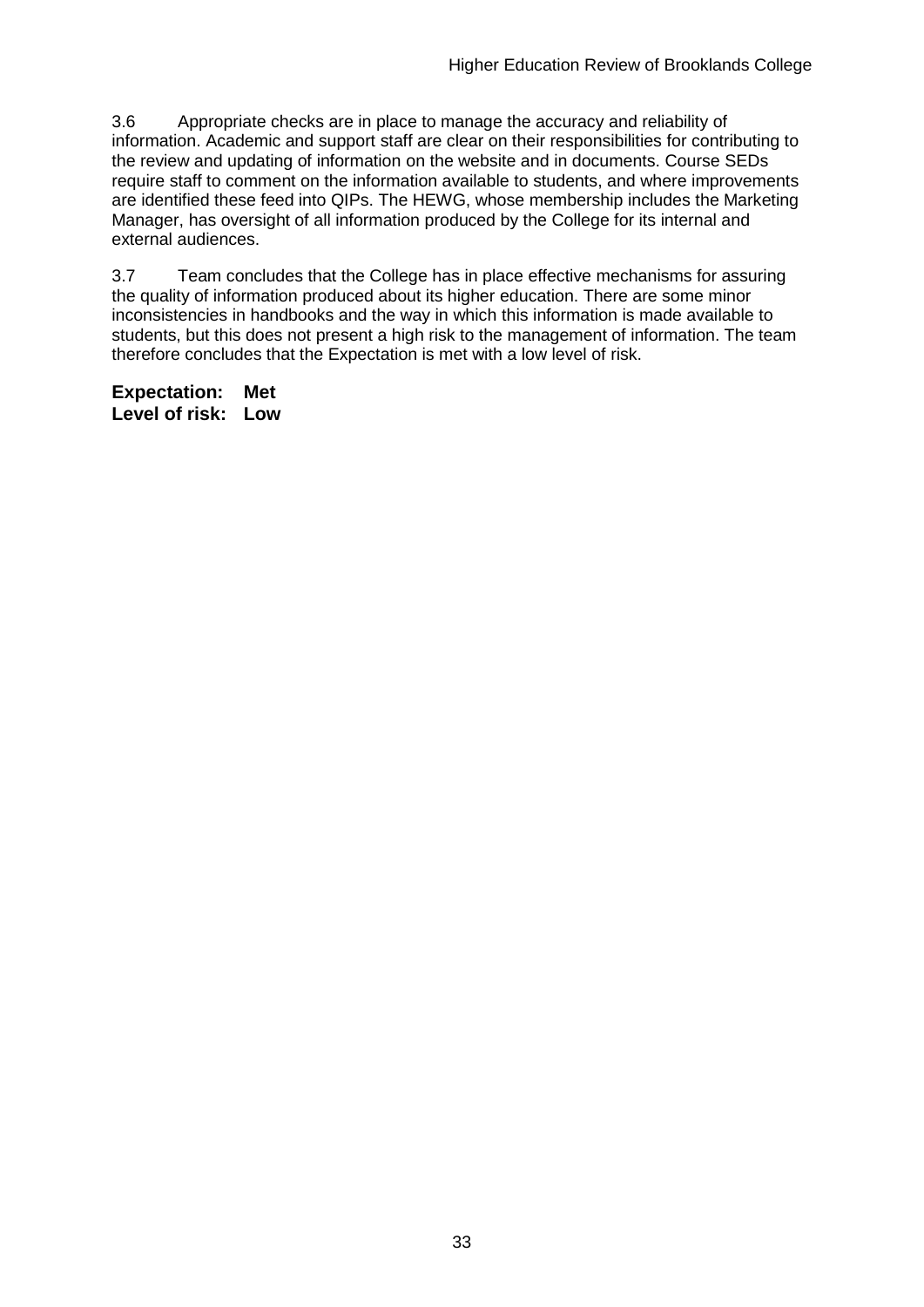3.6 Appropriate checks are in place to manage the accuracy and reliability of information. Academic and support staff are clear on their responsibilities for contributing to the review and updating of information on the website and in documents. Course SEDs require staff to comment on the information available to students, and where improvements are identified these feed into QIPs. The HEWG, whose membership includes the Marketing Manager, has oversight of all information produced by the College for its internal and external audiences.

3.7 Team concludes that the College has in place effective mechanisms for assuring the quality of information produced about its higher education. There are some minor inconsistencies in handbooks and the way in which this information is made available to students, but this does not present a high risk to the management of information. The team therefore concludes that the Expectation is met with a low level of risk.

**Expectation: Met**
**Level of risk: Low**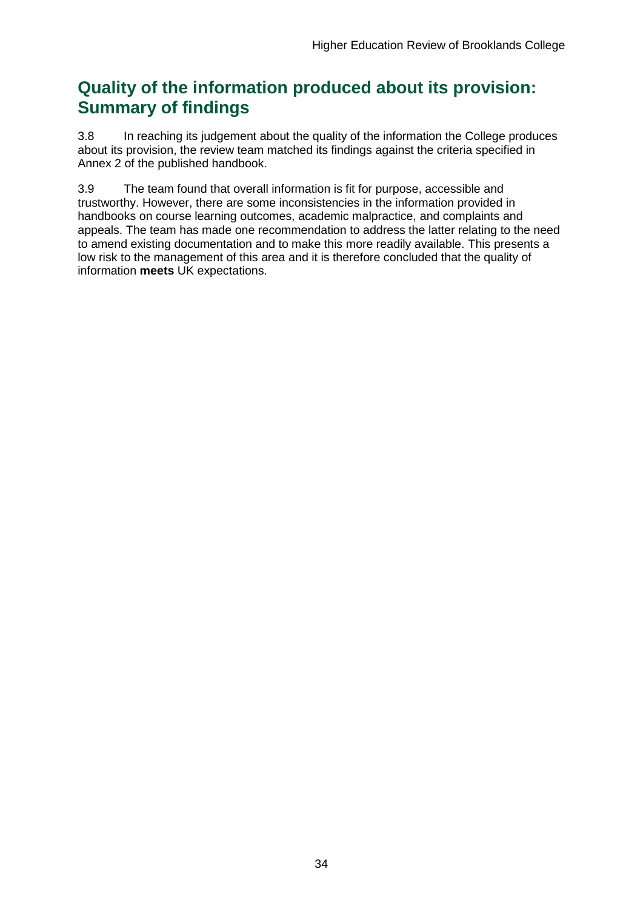## Quality of the information produced about its provision: Summary of findings

3.8 In reaching its judgement about the quality of the information the College produces about its provision, the review team matched its findings against the criteria specified in Annex 2 of the published handbook.

3.9 The team found that overall information is fit for purpose, accessible and trustworthy. However, there are some inconsistencies in the information provided in handbooks on course learning outcomes, academic malpractice, and complaints and appeals. The team has made one recommendation to address the latter relating to the need to amend existing documentation and to make this more readily available. This presents a low risk to the management of this area and it is therefore concluded that the quality of information **meets** UK expectations.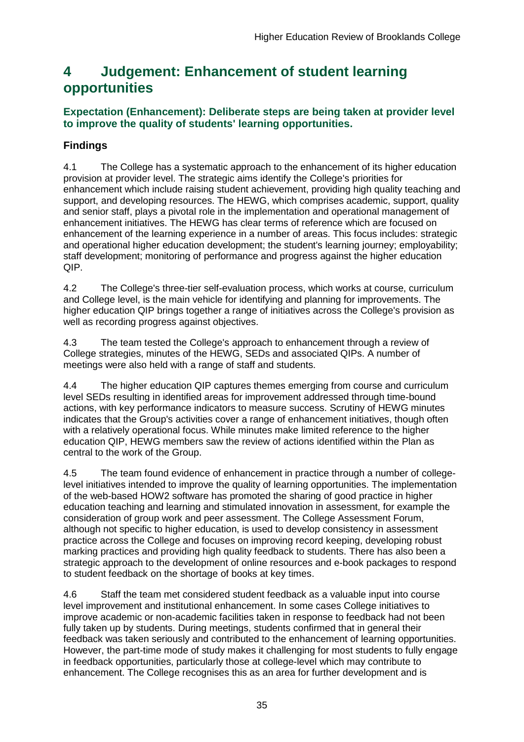# 4 Judgement: Enhancement of student learning opportunities

### Expectation (Enhancement): Deliberate steps are being taken at provider level to improve the quality of students' learning opportunities.

## Findings

4.1 The College has a systematic approach to the enhancement of its higher education provision at provider level. The strategic aims identify the College's priorities for enhancement which include raising student achievement, providing high quality teaching and support, and developing resources. The HEWG, which comprises academic, support, quality and senior staff, plays a pivotal role in the implementation and operational management of enhancement initiatives. The HEWG has clear terms of reference which are focused on enhancement of the learning experience in a number of areas. This focus includes: strategic and operational higher education development; the student's learning journey; employability; staff development; monitoring of performance and progress against the higher education QIP.

4.2 The College's three-tier self-evaluation process, which works at course, curriculum and College level, is the main vehicle for identifying and planning for improvements. The higher education QIP brings together a range of initiatives across the College's provision as well as recording progress against objectives.

4.3 The team tested the College's approach to enhancement through a review of College strategies, minutes of the HEWG, SEDs and associated QIPs. A number of meetings were also held with a range of staff and students.

4.4 The higher education QIP captures themes emerging from course and curriculum level SEDs resulting in identified areas for improvement addressed through time-bound actions, with key performance indicators to measure success. Scrutiny of HEWG minutes indicates that the Group's activities cover a range of enhancement initiatives, though often with a relatively operational focus. While minutes make limited reference to the higher education QIP, HEWG members saw the review of actions identified within the Plan as central to the work of the Group.

4.5 The team found evidence of enhancement in practice through a number of college-level initiatives intended to improve the quality of learning opportunities. The implementation of the web-based HOW2 software has promoted the sharing of good practice in higher education teaching and learning and stimulated innovation in assessment, for example the consideration of group work and peer assessment. The College Assessment Forum, although not specific to higher education, is used to develop consistency in assessment practice across the College and focuses on improving record keeping, developing robust marking practices and providing high quality feedback to students. There has also been a strategic approach to the development of online resources and e-book packages to respond to student feedback on the shortage of books at key times.

4.6 Staff the team met considered student feedback as a valuable input into course level improvement and institutional enhancement. In some cases College initiatives to improve academic or non-academic facilities taken in response to feedback had not been fully taken up by students. During meetings, students confirmed that in general their feedback was taken seriously and contributed to the enhancement of learning opportunities. However, the part-time mode of study makes it challenging for most students to fully engage in feedback opportunities, particularly those at college-level which may contribute to enhancement. The College recognises this as an area for further development and is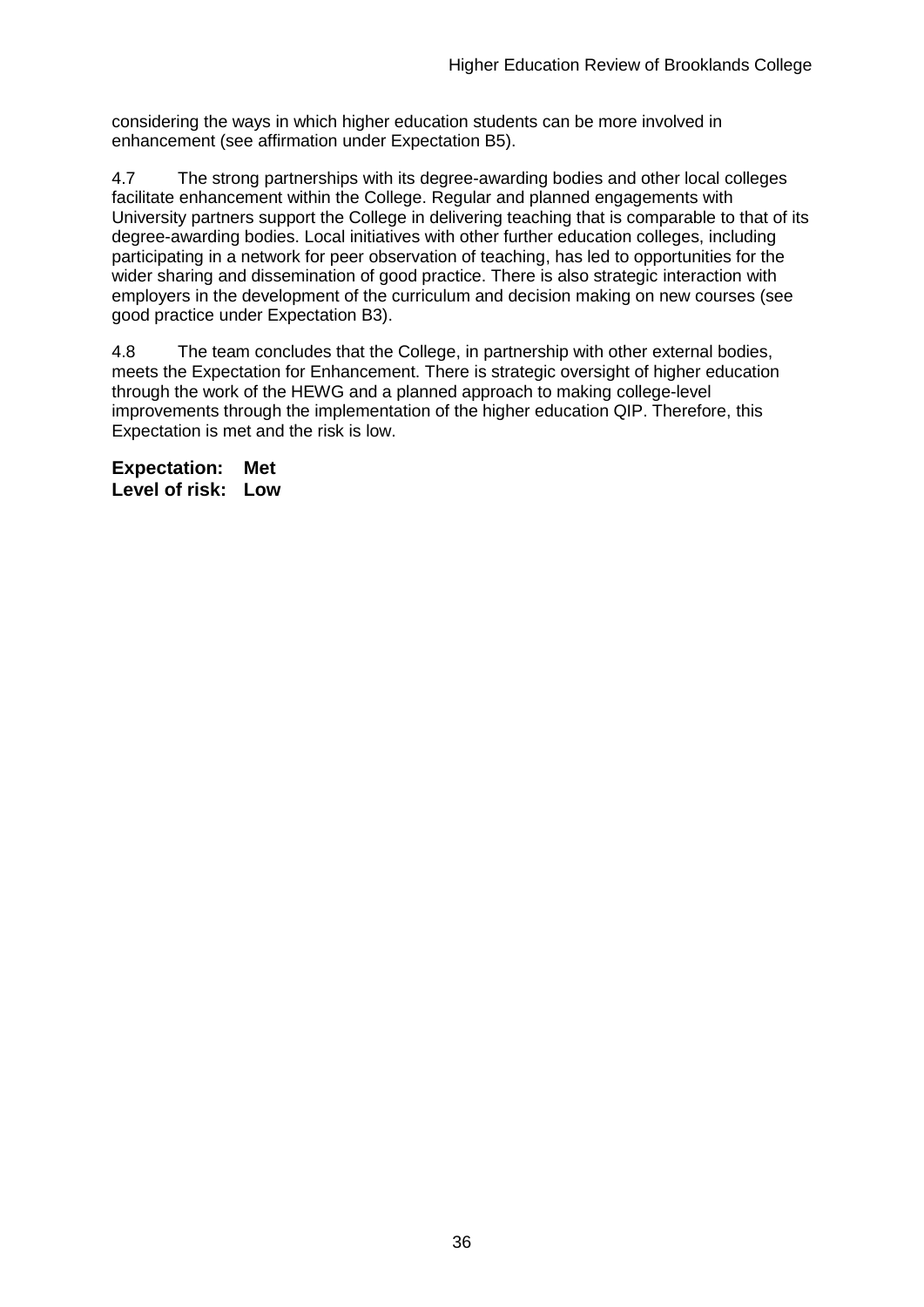considering the ways in which higher education students can be more involved in enhancement (see affirmation under Expectation B5).

4.7 The strong partnerships with its degree-awarding bodies and other local colleges facilitate enhancement within the College. Regular and planned engagements with University partners support the College in delivering teaching that is comparable to that of its degree-awarding bodies. Local initiatives with other further education colleges, including participating in a network for peer observation of teaching, has led to opportunities for the wider sharing and dissemination of good practice. There is also strategic interaction with employers in the development of the curriculum and decision making on new courses (see good practice under Expectation B3).

4.8 The team concludes that the College, in partnership with other external bodies, meets the Expectation for Enhancement. There is strategic oversight of higher education through the work of the HEWG and a planned approach to making college-level improvements through the implementation of the higher education QIP. Therefore, this Expectation is met and the risk is low.

**Expectation: Met**
**Level of risk: Low**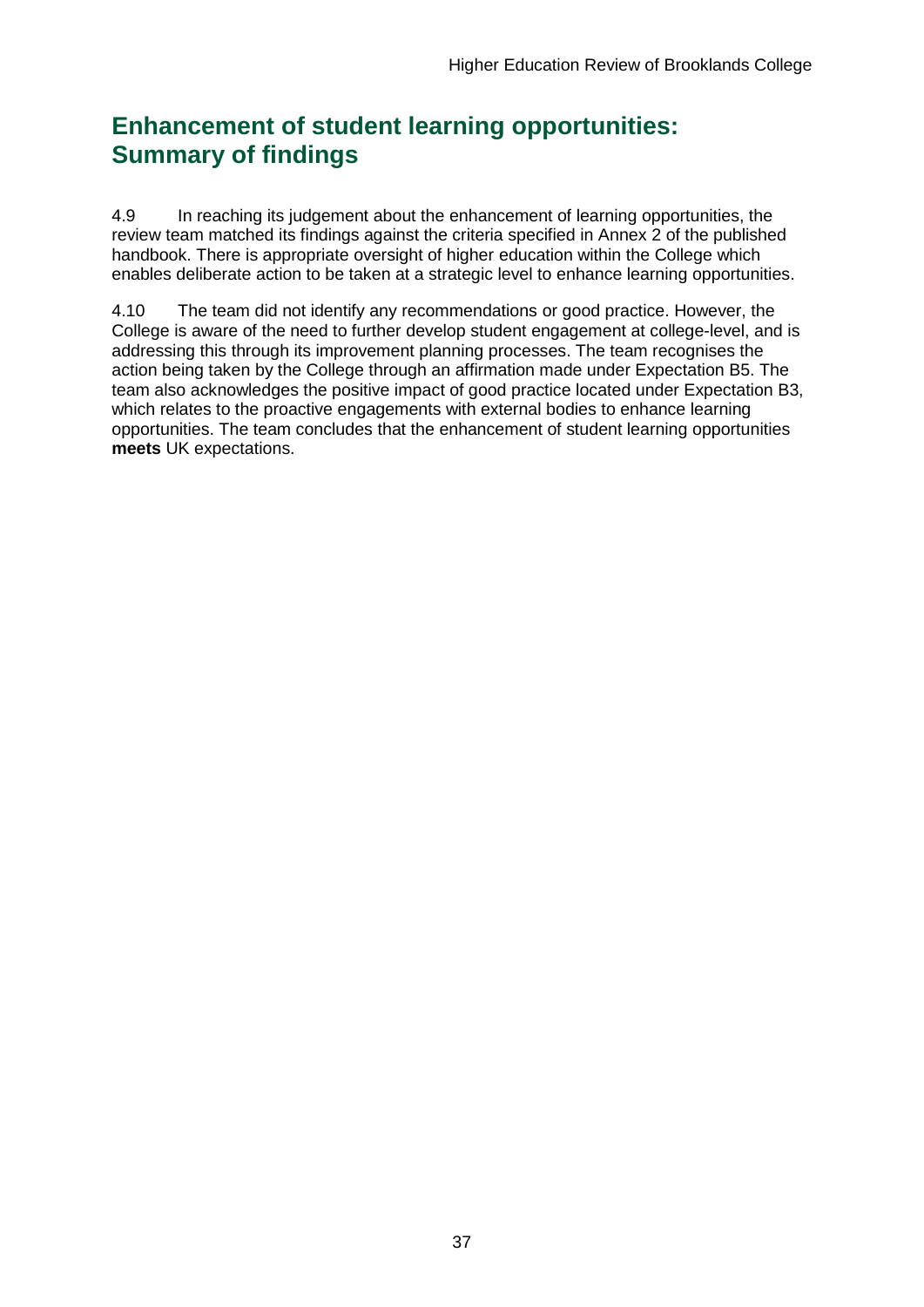## Enhancement of student learning opportunities: Summary of findings

4.9 In reaching its judgement about the enhancement of learning opportunities, the review team matched its findings against the criteria specified in Annex 2 of the published handbook. There is appropriate oversight of higher education within the College which enables deliberate action to be taken at a strategic level to enhance learning opportunities.

4.10 The team did not identify any recommendations or good practice. However, the College is aware of the need to further develop student engagement at college-level, and is addressing this through its improvement planning processes. The team recognises the action being taken by the College through an affirmation made under Expectation B5. The team also acknowledges the positive impact of good practice located under Expectation B3, which relates to the proactive engagements with external bodies to enhance learning opportunities. The team concludes that the enhancement of student learning opportunities **meets** UK expectations.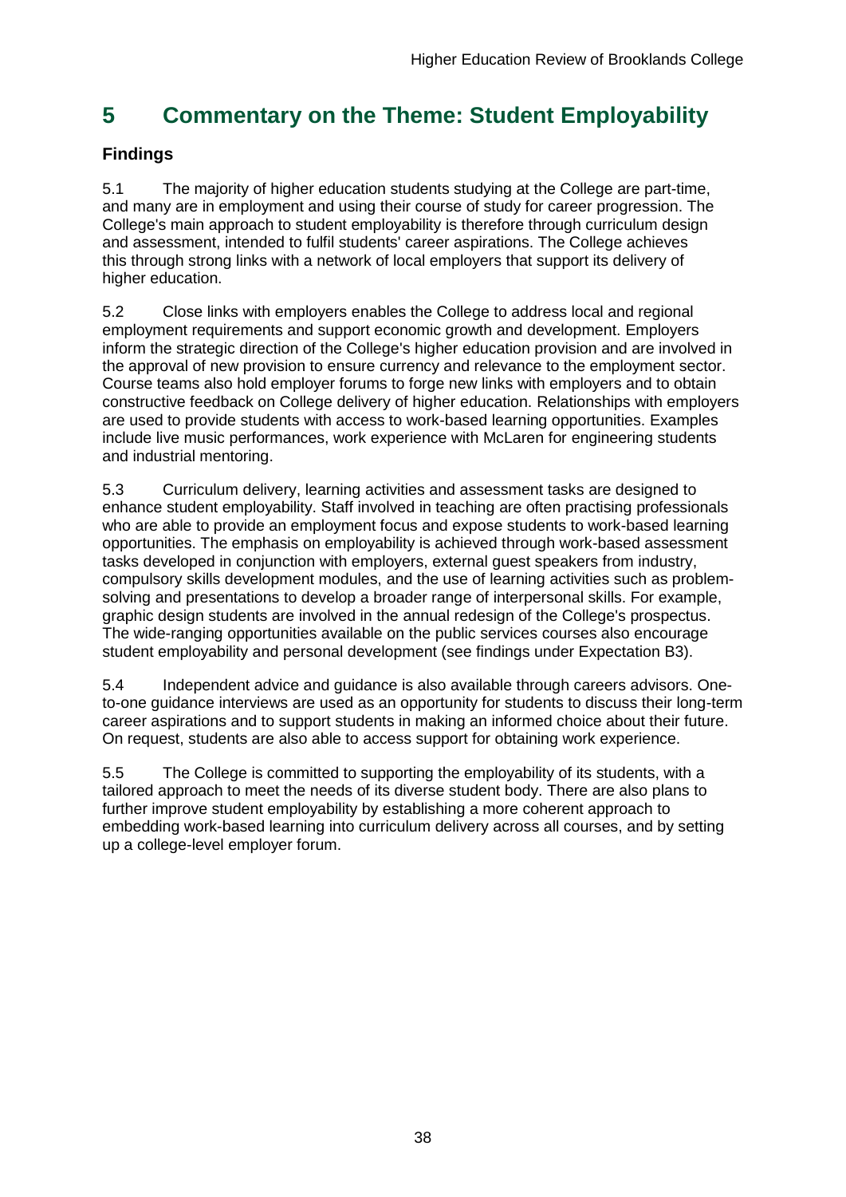# 5 Commentary on the Theme: Student Employability

### Findings

5.1 The majority of higher education students studying at the College are part-time, and many are in employment and using their course of study for career progression. The College's main approach to student employability is therefore through curriculum design and assessment, intended to fulfil students' career aspirations. The College achieves this through strong links with a network of local employers that support its delivery of higher education.

5.2 Close links with employers enables the College to address local and regional employment requirements and support economic growth and development. Employers inform the strategic direction of the College's higher education provision and are involved in the approval of new provision to ensure currency and relevance to the employment sector. Course teams also hold employer forums to forge new links with employers and to obtain constructive feedback on College delivery of higher education. Relationships with employers are used to provide students with access to work-based learning opportunities. Examples include live music performances, work experience with McLaren for engineering students and industrial mentoring.

5.3 Curriculum delivery, learning activities and assessment tasks are designed to enhance student employability. Staff involved in teaching are often practising professionals who are able to provide an employment focus and expose students to work-based learning opportunities. The emphasis on employability is achieved through work-based assessment tasks developed in conjunction with employers, external guest speakers from industry, compulsory skills development modules, and the use of learning activities such as problem-solving and presentations to develop a broader range of interpersonal skills. For example, graphic design students are involved in the annual redesign of the College's prospectus. The wide-ranging opportunities available on the public services courses also encourage student employability and personal development (see findings under Expectation B3).

5.4 Independent advice and guidance is also available through careers advisors. One-to-one guidance interviews are used as an opportunity for students to discuss their long-term career aspirations and to support students in making an informed choice about their future. On request, students are also able to access support for obtaining work experience.

5.5 The College is committed to supporting the employability of its students, with a tailored approach to meet the needs of its diverse student body. There are also plans to further improve student employability by establishing a more coherent approach to embedding work-based learning into curriculum delivery across all courses, and by setting up a college-level employer forum.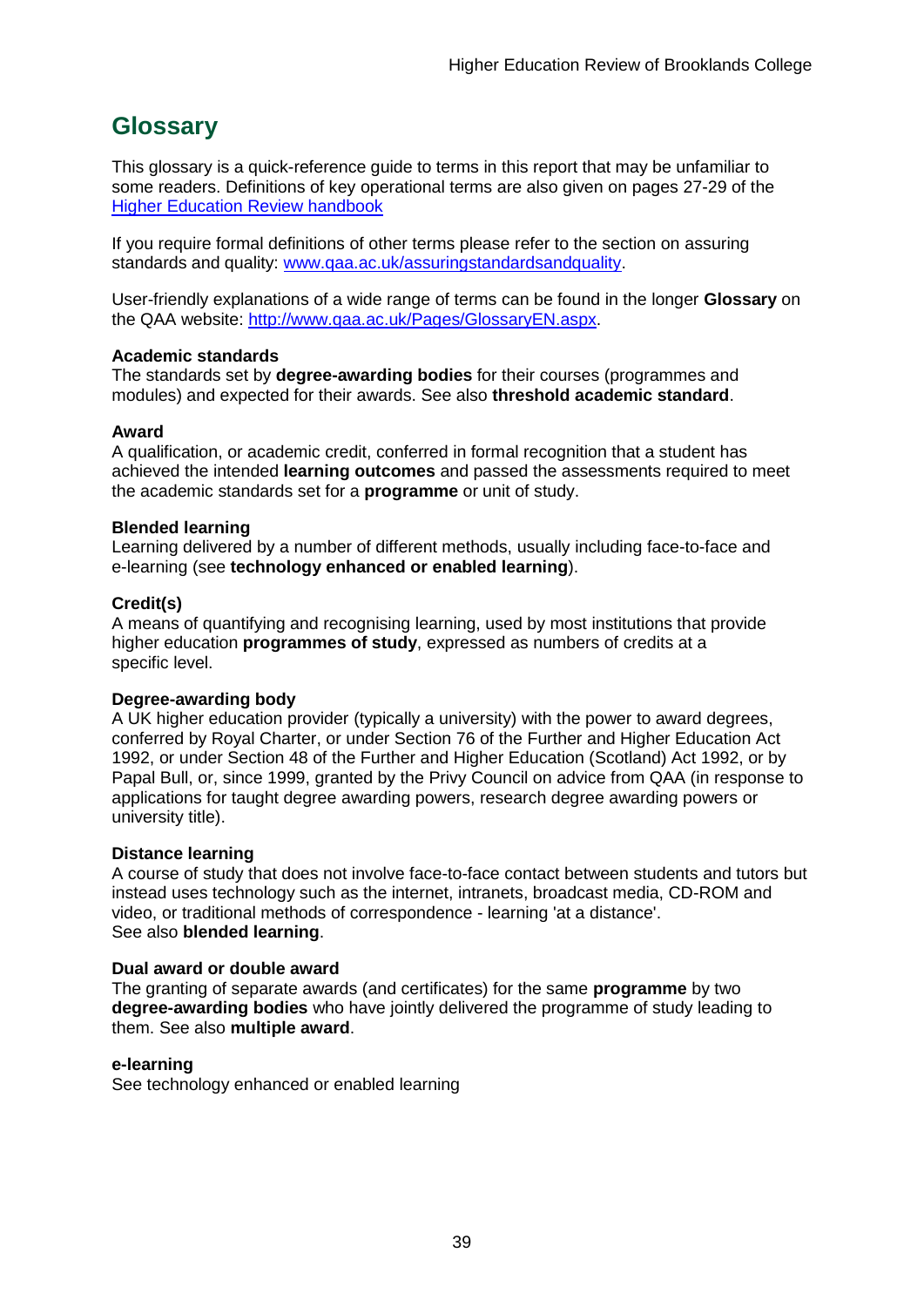## Glossary

This glossary is a quick-reference guide to terms in this report that may be unfamiliar to some readers. Definitions of key operational terms are also given on pages 27-29 of the [Higher Education Review handbook](Higher Education Review handbook)

If you require formal definitions of other terms please refer to the section on assuring standards and quality: [www.qaa.ac.uk/assuringstandardsandquality](www.qaa.ac.uk/assuringstandardsandquality).

User-friendly explanations of a wide range of terms can be found in the longer **Glossary** on the QAA website: [http://www.qaa.ac.uk/Pages/GlossaryEN.aspx](http://www.qaa.ac.uk/Pages/GlossaryEN.aspx).

**Academic standards**
The standards set by **degree-awarding bodies** for their courses (programmes and modules) and expected for their awards. See also **threshold academic standard**.

**Award**
A qualification, or academic credit, conferred in formal recognition that a student has achieved the intended **learning outcomes** and passed the assessments required to meet the academic standards set for a **programme** or unit of study.

**Blended learning**
Learning delivered by a number of different methods, usually including face-to-face and e-learning (see **technology enhanced or enabled learning**).

**Credit(s)**
A means of quantifying and recognising learning, used by most institutions that provide higher education **programmes of study**, expressed as numbers of credits at a specific level.

**Degree-awarding body**
A UK higher education provider (typically a university) with the power to award degrees, conferred by Royal Charter, or under Section 76 of the Further and Higher Education Act 1992, or under Section 48 of the Further and Higher Education (Scotland) Act 1992, or by Papal Bull, or, since 1999, granted by the Privy Council on advice from QAA (in response to applications for taught degree awarding powers, research degree awarding powers or university title).

**Distance learning**
A course of study that does not involve face-to-face contact between students and tutors but instead uses technology such as the internet, intranets, broadcast media, CD-ROM and video, or traditional methods of correspondence - learning 'at a distance'.
See also **blended learning**.

**Dual award or double award**
The granting of separate awards (and certificates) for the same **programme** by two **degree-awarding bodies** who have jointly delivered the programme of study leading to them. See also **multiple award**.

**e-learning**
See technology enhanced or enabled learning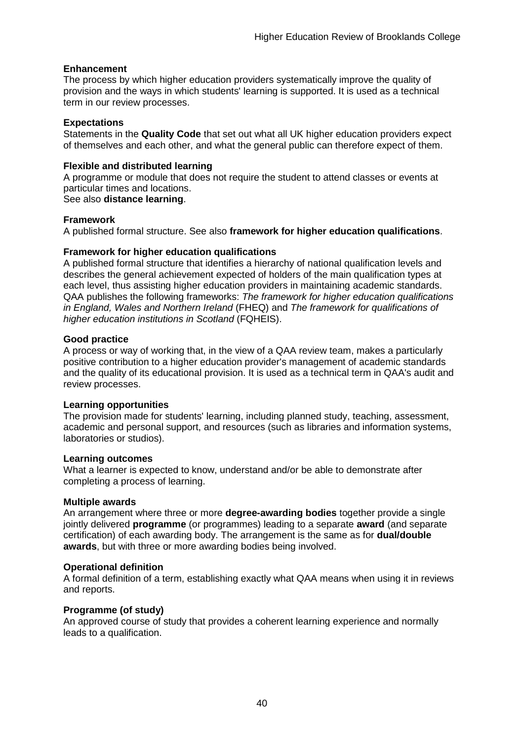**Enhancement**
The process by which higher education providers systematically improve the quality of provision and the ways in which students' learning is supported. It is used as a technical term in our review processes.

**Expectations**
Statements in the **Quality Code** that set out what all UK higher education providers expect of themselves and each other, and what the general public can therefore expect of them.

**Flexible and distributed learning**
A programme or module that does not require the student to attend classes or events at particular times and locations.
See also **distance learning**.

**Framework**
A published formal structure. See also **framework for higher education qualifications**.

**Framework for higher education qualifications**
A published formal structure that identifies a hierarchy of national qualification levels and describes the general achievement expected of holders of the main qualification types at each level, thus assisting higher education providers in maintaining academic standards. QAA publishes the following frameworks: *The framework for higher education qualifications in England, Wales and Northern Ireland* (FHEQ) and *The framework for qualifications of higher education institutions in Scotland* (FQHEIS).

**Good practice**
A process or way of working that, in the view of a QAA review team, makes a particularly positive contribution to a higher education provider's management of academic standards and the quality of its educational provision. It is used as a technical term in QAA's audit and review processes.

**Learning opportunities**
The provision made for students' learning, including planned study, teaching, assessment, academic and personal support, and resources (such as libraries and information systems, laboratories or studios).

**Learning outcomes**
What a learner is expected to know, understand and/or be able to demonstrate after completing a process of learning.

**Multiple awards**
An arrangement where three or more **degree-awarding bodies** together provide a single jointly delivered **programme** (or programmes) leading to a separate **award** (and separate certification) of each awarding body. The arrangement is the same as for **dual/double awards**, but with three or more awarding bodies being involved.

**Operational definition**
A formal definition of a term, establishing exactly what QAA means when using it in reviews and reports.

**Programme (of study)**
An approved course of study that provides a coherent learning experience and normally leads to a qualification.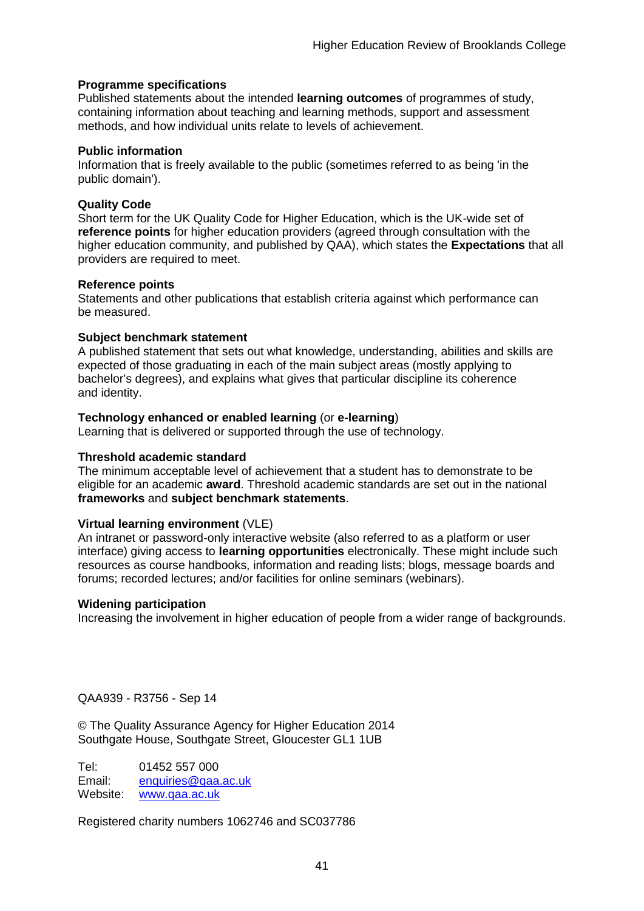**Programme specifications**
Published statements about the intended **learning outcomes** of programmes of study, containing information about teaching and learning methods, support and assessment methods, and how individual units relate to levels of achievement.

**Public information**
Information that is freely available to the public (sometimes referred to as being 'in the public domain').

**Quality Code**
Short term for the UK Quality Code for Higher Education, which is the UK-wide set of **reference points** for higher education providers (agreed through consultation with the higher education community, and published by QAA), which states the **Expectations** that all providers are required to meet.

**Reference points**
Statements and other publications that establish criteria against which performance can be measured.

**Subject benchmark statement**
A published statement that sets out what knowledge, understanding, abilities and skills are expected of those graduating in each of the main subject areas (mostly applying to bachelor's degrees), and explains what gives that particular discipline its coherence and identity.

**Technology enhanced or enabled learning** (or **e-learning**)
Learning that is delivered or supported through the use of technology.

**Threshold academic standard**
The minimum acceptable level of achievement that a student has to demonstrate to be eligible for an academic **award**. Threshold academic standards are set out in the national **frameworks** and **subject benchmark statements**.

**Virtual learning environment** (VLE)
An intranet or password-only interactive website (also referred to as a platform or user interface) giving access to **learning opportunities** electronically. These might include such resources as course handbooks, information and reading lists; blogs, message boards and forums; recorded lectures; and/or facilities for online seminars (webinars).

**Widening participation**
Increasing the involvement in higher education of people from a wider range of backgrounds.

QAA939 - R3756 - Sep 14

© The Quality Assurance Agency for Higher Education 2014
Southgate House, Southgate Street, Gloucester GL1 1UB

Tel: 01452 557 000
Email: enquiries@qaa.ac.uk
Website: www.qaa.ac.uk

Registered charity numbers 1062746 and SC037786